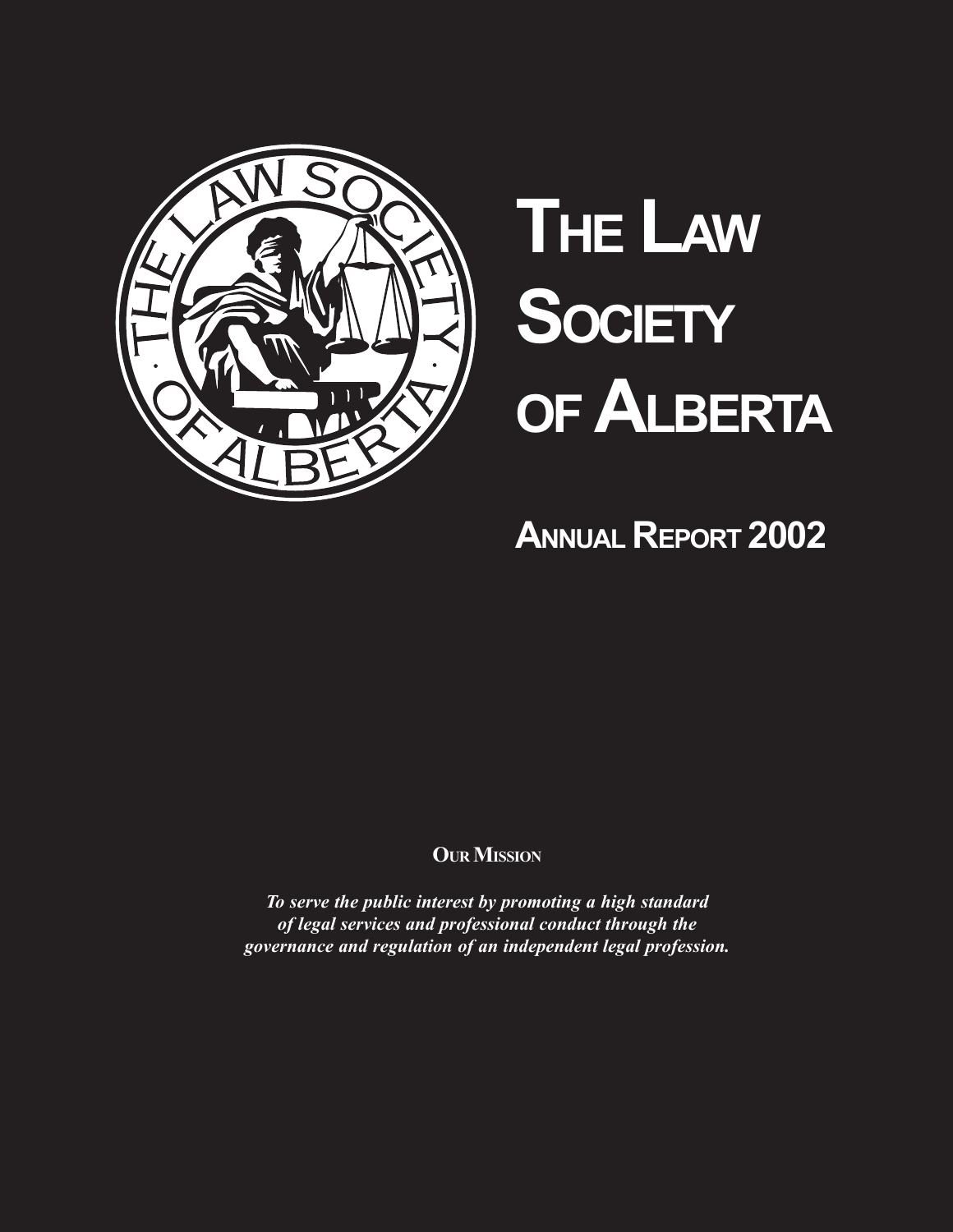# The Law Society of Alberta

## Annual Report 2002

**Our Mission**

***To serve the public interest by promoting a high standard of legal services and professional conduct through the governance and regulation of an independent legal profession.***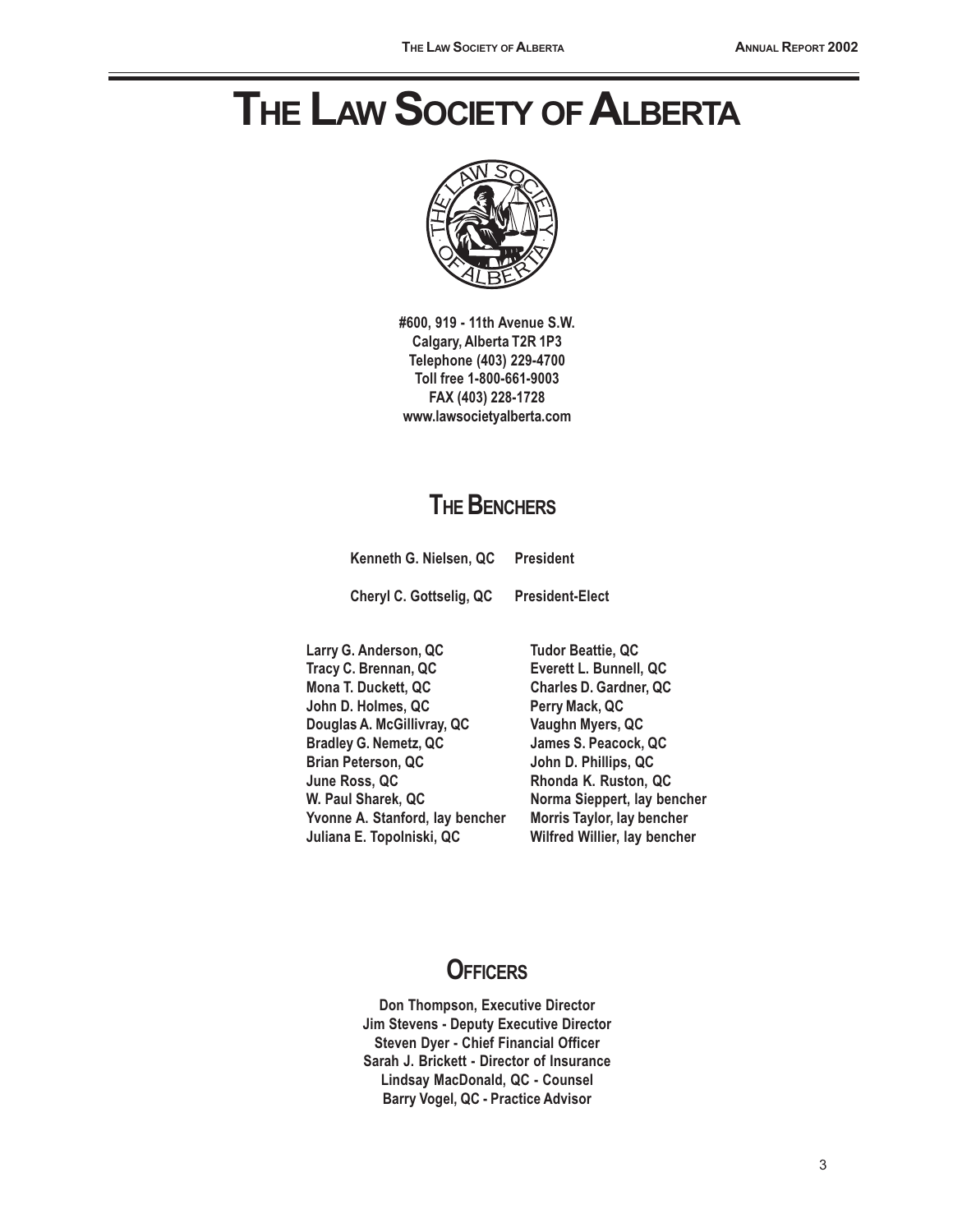# The Law Society of Alberta

**#600, 919 - 11th Avenue S.W.**
**Calgary, Alberta T2R 1P3**
**Telephone (403) 229-4700**
**Toll free 1-800-661-9003**
**FAX (403) 228-1728**
**www.lawsocietyalberta.com**

## The Benchers

**Kenneth G. Nielsen, QC** — President

**Cheryl C. Gottselig, QC** — President-Elect

- Larry G. Anderson, QC
- Tracy C. Brennan, QC
- Mona T. Duckett, QC
- John D. Holmes, QC
- Douglas A. McGillivray, QC
- Bradley G. Nemetz, QC
- Brian Peterson, QC
- June Ross, QC
- W. Paul Sharek, QC
- Yvonne A. Stanford, lay bencher
- Juliana E. Topolniski, QC
- Tudor Beattie, QC
- Everett L. Bunnell, QC
- Charles D. Gardner, QC
- Perry Mack, QC
- Vaughn Myers, QC
- James S. Peacock, QC
- John D. Phillips, QC
- Rhonda K. Ruston, QC
- Norma Sieppert, lay bencher
- Morris Taylor, lay bencher
- Wilfred Willier, lay bencher

## Officers

Don Thompson, Executive Director
Jim Stevens - Deputy Executive Director
Steven Dyer - Chief Financial Officer
Sarah J. Brickett - Director of Insurance
Lindsay MacDonald, QC - Counsel
Barry Vogel, QC - Practice Advisor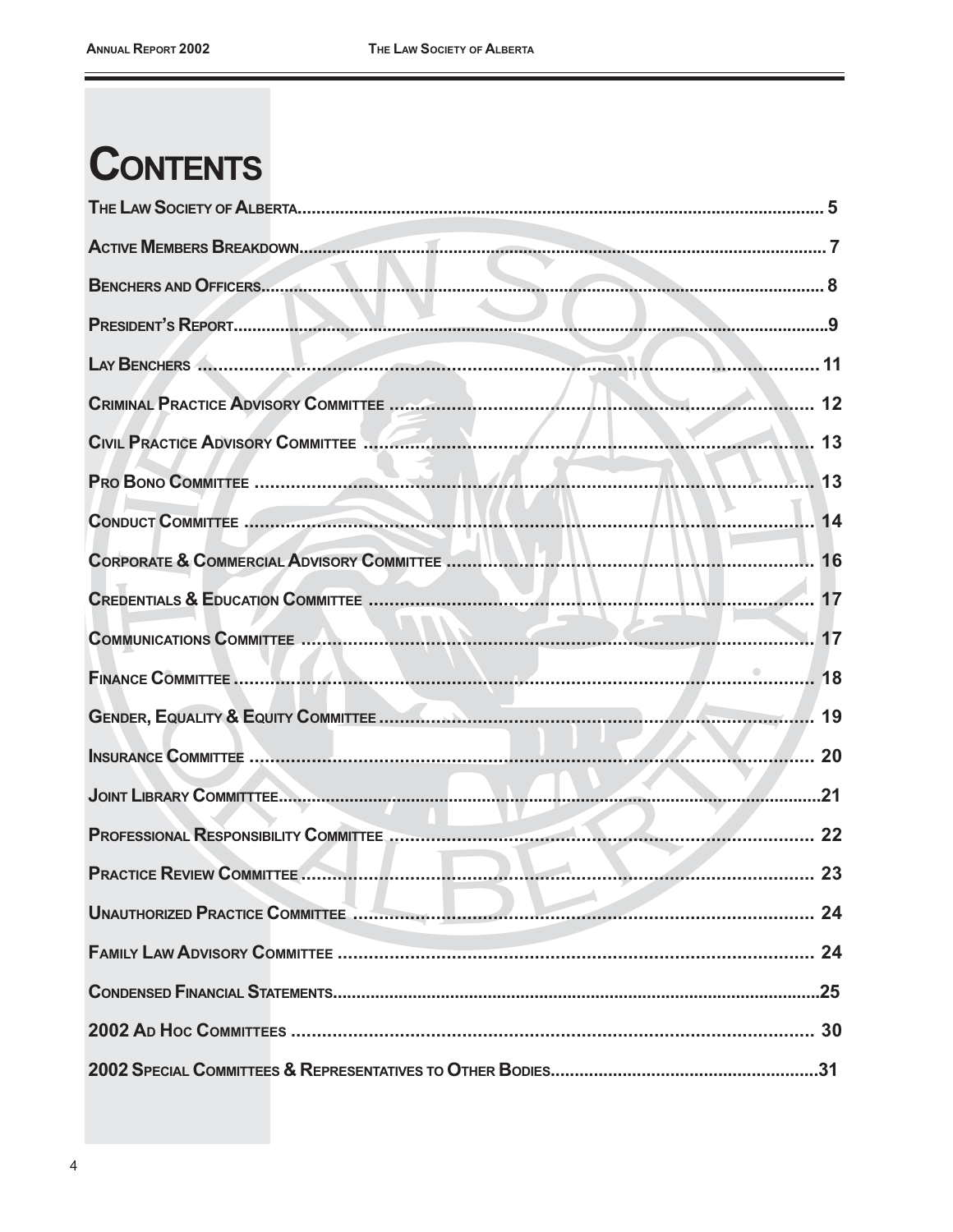# CONTENTS

| | |
|---|---|
| THE LAW SOCIETY OF ALBERTA | 5 |
| ACTIVE MEMBERS BREAKDOWN | 7 |
| BENCHERS AND OFFICERS | 8 |
| PRESIDENT'S REPORT | 9 |
| LAY BENCHERS | 11 |
| CRIMINAL PRACTICE ADVISORY COMMITTEE | 12 |
| CIVIL PRACTICE ADVISORY COMMITTEE | 13 |
| PRO BONO COMMITTEE | 13 |
| CONDUCT COMMITTEE | 14 |
| CORPORATE & COMMERCIAL ADVISORY COMMITTEE | 16 |
| CREDENTIALS & EDUCATION COMMITTEE | 17 |
| COMMUNICATIONS COMMITTEE | 17 |
| FINANCE COMMITTEE | 18 |
| GENDER, EQUALITY & EQUITY COMMITTEE | 19 |
| INSURANCE COMMITTEE | 20 |
| JOINT LIBRARY COMMITTTEE | 21 |
| PROFESSIONAL RESPONSIBILITY COMMITTEE | 22 |
| PRACTICE REVIEW COMMITTEE | 23 |
| UNAUTHORIZED PRACTICE COMMITTEE | 24 |
| FAMILY LAW ADVISORY COMMITTEE | 24 |
| CONDENSED FINANCIAL STATEMENTS | 25 |
| 2002 AD HOC COMMITTEES | 30 |
| 2002 SPECIAL COMMITTEES & REPRESENTATIVES TO OTHER BODIES | 31 |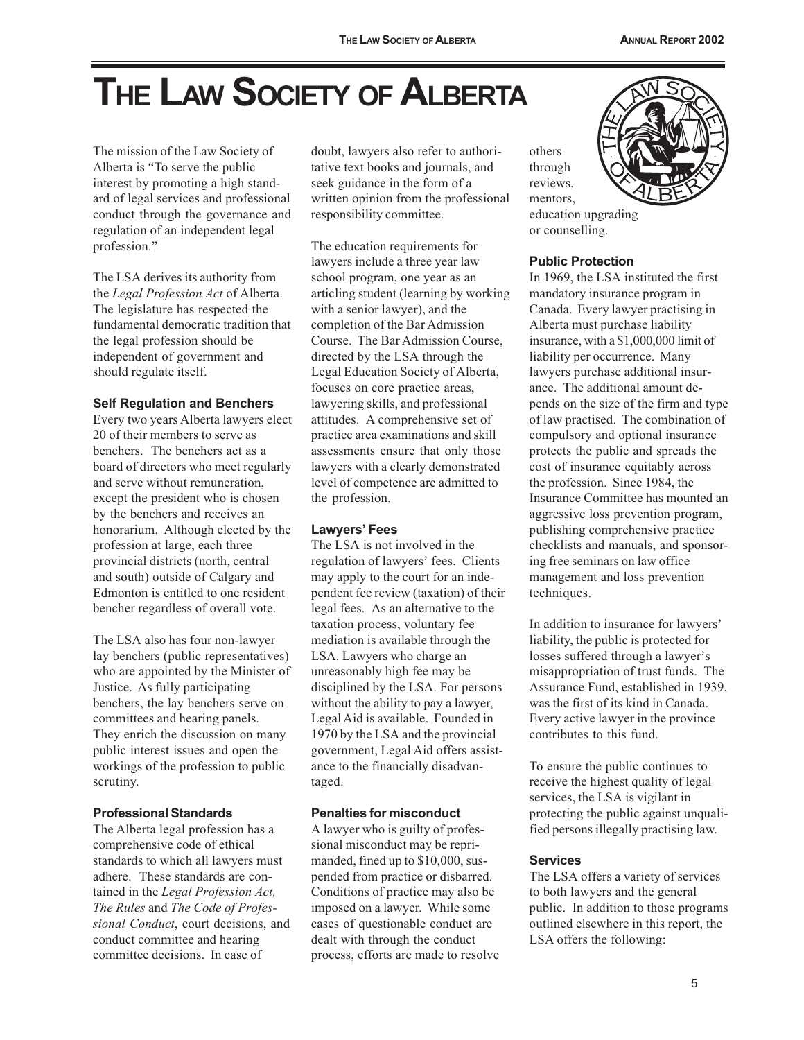# THE LAW SOCIETY OF ALBERTA

The mission of the Law Society of Alberta is "To serve the public interest by promoting a high standard of legal services and professional conduct through the governance and regulation of an independent legal profession."

The LSA derives its authority from the *Legal Profession Act* of Alberta. The legislature has respected the fundamental democratic tradition that the legal profession should be independent of government and should regulate itself.

### Self Regulation and Benchers

Every two years Alberta lawyers elect 20 of their members to serve as benchers. The benchers act as a board of directors who meet regularly and serve without remuneration, except the president who is chosen by the benchers and receives an honorarium. Although elected by the profession at large, each three provincial districts (north, central and south) outside of Calgary and Edmonton is entitled to one resident bencher regardless of overall vote.

The LSA also has four non-lawyer lay benchers (public representatives) who are appointed by the Minister of Justice. As fully participating benchers, the lay benchers serve on committees and hearing panels. They enrich the discussion on many public interest issues and open the workings of the profession to public scrutiny.

### Professional Standards

The Alberta legal profession has a comprehensive code of ethical standards to which all lawyers must adhere. These standards are contained in the *Legal Profession Act, The Rules* and *The Code of Professional Conduct*, court decisions, and conduct committee and hearing committee decisions. In case of doubt, lawyers also refer to authoritative text books and journals, and seek guidance in the form of a written opinion from the professional responsibility committee.

The education requirements for lawyers include a three year law school program, one year as an articling student (learning by working with a senior lawyer), and the completion of the Bar Admission Course. The Bar Admission Course, directed by the LSA through the Legal Education Society of Alberta, focuses on core practice areas, lawyering skills, and professional attitudes. A comprehensive set of practice area examinations and skill assessments ensure that only those lawyers with a clearly demonstrated level of competence are admitted to the profession.

### Lawyers' Fees

The LSA is not involved in the regulation of lawyers' fees. Clients may apply to the court for an independent fee review (taxation) of their legal fees. As an alternative to the taxation process, voluntary fee mediation is available through the LSA. Lawyers who charge an unreasonably high fee may be disciplined by the LSA. For persons without the ability to pay a lawyer, Legal Aid is available. Founded in 1970 by the LSA and the provincial government, Legal Aid offers assistance to the financially disadvantaged.

### Penalties for misconduct

A lawyer who is guilty of professional misconduct may be reprimanded, fined up to $10,000, suspended from practice or disbarred. Conditions of practice may also be imposed on a lawyer. While some cases of questionable conduct are dealt with through the conduct process, efforts are made to resolve others through reviews, mentors, education upgrading or counselling.

### Public Protection

In 1969, the LSA instituted the first mandatory insurance program in Canada. Every lawyer practising in Alberta must purchase liability insurance, with a $1,000,000 limit of liability per occurrence. Many lawyers purchase additional insurance. The additional amount depends on the size of the firm and type of law practised. The combination of compulsory and optional insurance protects the public and spreads the cost of insurance equitably across the profession. Since 1984, the Insurance Committee has mounted an aggressive loss prevention program, publishing comprehensive practice checklists and manuals, and sponsoring free seminars on law office management and loss prevention techniques.

In addition to insurance for lawyers' liability, the public is protected for losses suffered through a lawyer's misappropriation of trust funds. The Assurance Fund, established in 1939, was the first of its kind in Canada. Every active lawyer in the province contributes to this fund.

To ensure the public continues to receive the highest quality of legal services, the LSA is vigilant in protecting the public against unqualified persons illegally practising law.

### Services

The LSA offers a variety of services to both lawyers and the general public. In addition to those programs outlined elsewhere in this report, the LSA offers the following: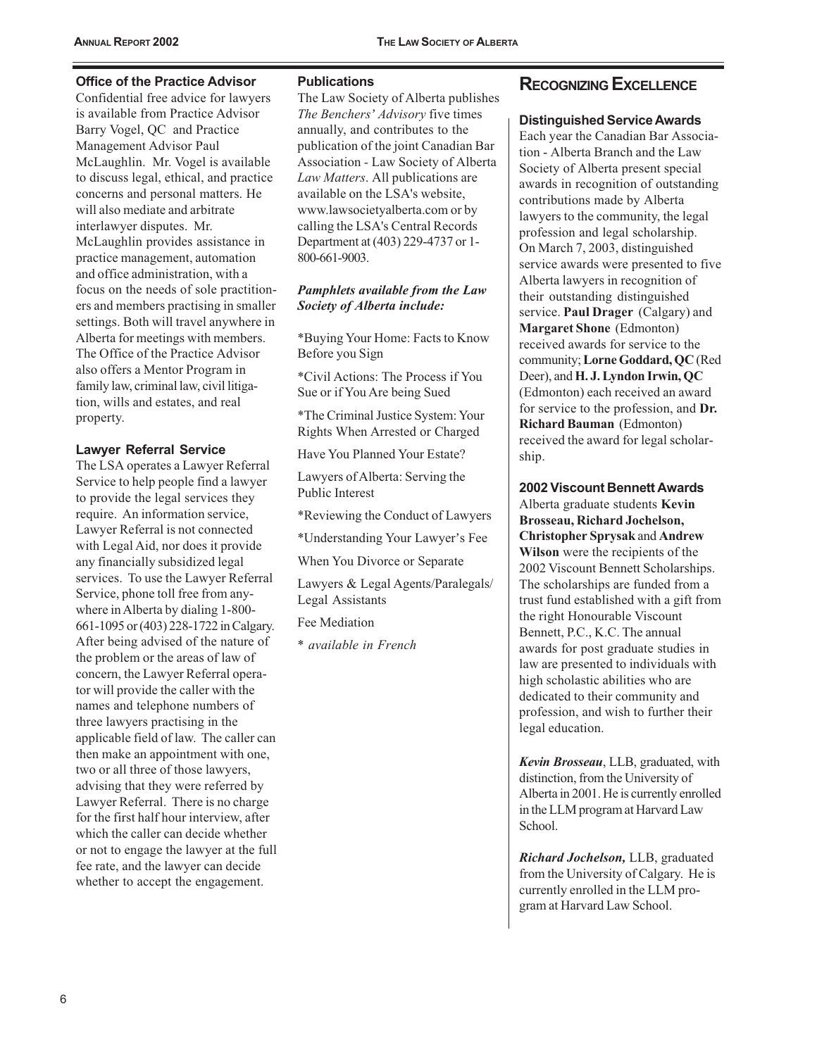### Office of the Practice Advisor

Confidential free advice for lawyers is available from Practice Advisor Barry Vogel, QC and Practice Management Advisor Paul McLaughlin. Mr. Vogel is available to discuss legal, ethical, and practice concerns and personal matters. He will also mediate and arbitrate interlawyer disputes. Mr. McLaughlin provides assistance in practice management, automation and office administration, with a focus on the needs of sole practitioners and members practising in smaller settings. Both will travel anywhere in Alberta for meetings with members. The Office of the Practice Advisor also offers a Mentor Program in family law, criminal law, civil litigation, wills and estates, and real property.

### Lawyer Referral Service

The LSA operates a Lawyer Referral Service to help people find a lawyer to provide the legal services they require. An information service, Lawyer Referral is not connected with Legal Aid, nor does it provide any financially subsidized legal services. To use the Lawyer Referral Service, phone toll free from anywhere in Alberta by dialing 1-800-661-1095 or (403) 228-1722 in Calgary. After being advised of the nature of the problem or the areas of law of concern, the Lawyer Referral operator will provide the caller with the names and telephone numbers of three lawyers practising in the applicable field of law. The caller can then make an appointment with one, two or all three of those lawyers, advising that they were referred by Lawyer Referral. There is no charge for the first half hour interview, after which the caller can decide whether or not to engage the lawyer at the full fee rate, and the lawyer can decide whether to accept the engagement.

### Publications

The Law Society of Alberta publishes *The Benchers' Advisory* five times annually, and contributes to the publication of the joint Canadian Bar Association - Law Society of Alberta *Law Matters*. All publications are available on the LSA's website, www.lawsocietyalberta.com or by calling the LSA's Central Records Department at (403) 229-4737 or 1-800-661-9003.

***Pamphlets available from the Law Society of Alberta include:***

*Buying Your Home: Facts to Know Before you Sign

*Civil Actions: The Process if You Sue or if You Are being Sued

*The Criminal Justice System: Your Rights When Arrested or Charged

Have You Planned Your Estate?

Lawyers of Alberta: Serving the Public Interest

*Reviewing the Conduct of Lawyers

*Understanding Your Lawyer's Fee

When You Divorce or Separate

Lawyers & Legal Agents/Paralegals/ Legal Assistants

Fee Mediation

\* *available in French*

## Recognizing Excellence

### Distinguished Service Awards

Each year the Canadian Bar Association - Alberta Branch and the Law Society of Alberta present special awards in recognition of outstanding contributions made by Alberta lawyers to the community, the legal profession and legal scholarship. On March 7, 2003, distinguished service awards were presented to five Alberta lawyers in recognition of their outstanding distinguished service. **Paul Drager** (Calgary) and **Margaret Shone** (Edmonton) received awards for service to the community; **Lorne Goddard, QC** (Red Deer), and **H. J. Lyndon Irwin, QC** (Edmonton) each received an award for service to the profession, and **Dr. Richard Bauman** (Edmonton) received the award for legal scholarship.

### 2002 Viscount Bennett Awards

Alberta graduate students **Kevin Brosseau, Richard Jochelson, Christopher Sprysak** and **Andrew Wilson** were the recipients of the 2002 Viscount Bennett Scholarships. The scholarships are funded from a trust fund established with a gift from the right Honourable Viscount Bennett, P.C., K.C. The annual awards for post graduate studies in law are presented to individuals with high scholastic abilities who are dedicated to their community and profession, and wish to further their legal education.

***Kevin Brosseau***, LLB, graduated, with distinction, from the University of Alberta in 2001. He is currently enrolled in the LLM program at Harvard Law School.

***Richard Jochelson,*** LLB, graduated from the University of Calgary. He is currently enrolled in the LLM program at Harvard Law School.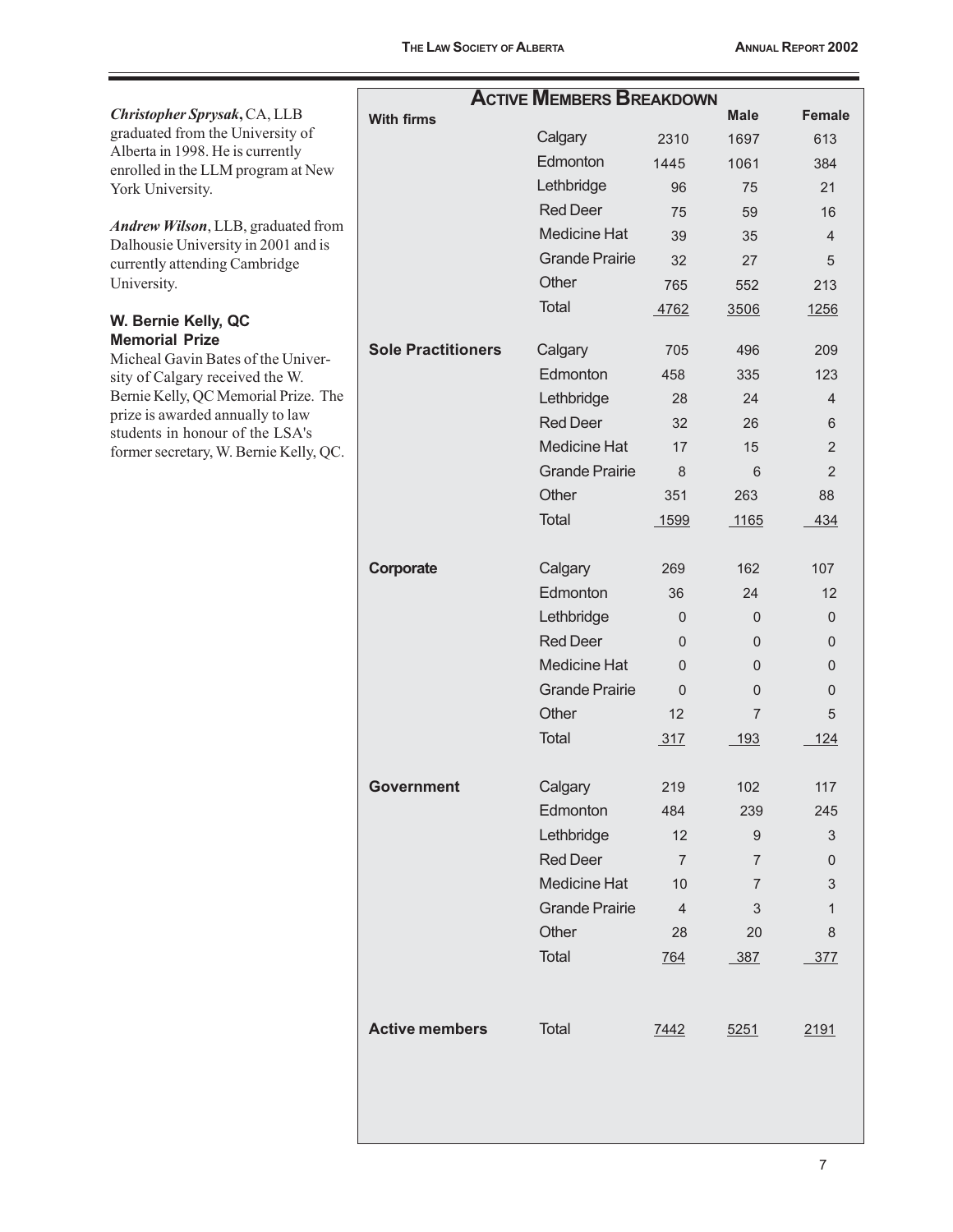***Christopher Sprysak*, CA, LLB** graduated from the University of Alberta in 1998. He is currently enrolled in the LLM program at New York University.

***Andrew Wilson*, LLB,** graduated from Dalhousie University in 2001 and is currently attending Cambridge University.

**W. Bernie Kelly, QC Memorial Prize**

Micheal Gavin Bates of the University of Calgary received the W. Bernie Kelly, QC Memorial Prize. The prize is awarded annually to law students in honour of the LSA's former secretary, W. Bernie Kelly, QC.

## Active Members Breakdown

| | | | Male | Female |
|---|---|---|---|---|
| **With firms** | Calgary | 2310 | 1697 | 613 |
| | Edmonton | 1445 | 1061 | 384 |
| | Lethbridge | 96 | 75 | 21 |
| | Red Deer | 75 | 59 | 16 |
| | Medicine Hat | 39 | 35 | 4 |
| | Grande Prairie | 32 | 27 | 5 |
| | Other | 765 | 552 | 213 |
| | Total | 4762 | 3506 | 1256 |
| **Sole Practitioners** | Calgary | 705 | 496 | 209 |
| | Edmonton | 458 | 335 | 123 |
| | Lethbridge | 28 | 24 | 4 |
| | Red Deer | 32 | 26 | 6 |
| | Medicine Hat | 17 | 15 | 2 |
| | Grande Prairie | 8 | 6 | 2 |
| | Other | 351 | 263 | 88 |
| | Total | 1599 | 1165 | 434 |
| **Corporate** | Calgary | 269 | 162 | 107 |
| | Edmonton | 36 | 24 | 12 |
| | Lethbridge | 0 | 0 | 0 |
| | Red Deer | 0 | 0 | 0 |
| | Medicine Hat | 0 | 0 | 0 |
| | Grande Prairie | 0 | 0 | 0 |
| | Other | 12 | 7 | 5 |
| | Total | 317 | 193 | 124 |
| **Government** | Calgary | 219 | 102 | 117 |
| | Edmonton | 484 | 239 | 245 |
| | Lethbridge | 12 | 9 | 3 |
| | Red Deer | 7 | 7 | 0 |
| | Medicine Hat | 10 | 7 | 3 |
| | Grande Prairie | 4 | 3 | 1 |
| | Other | 28 | 20 | 8 |
| | Total | 764 | 387 | 377 |
| **Active members** | Total | 7442 | 5251 | 2191 |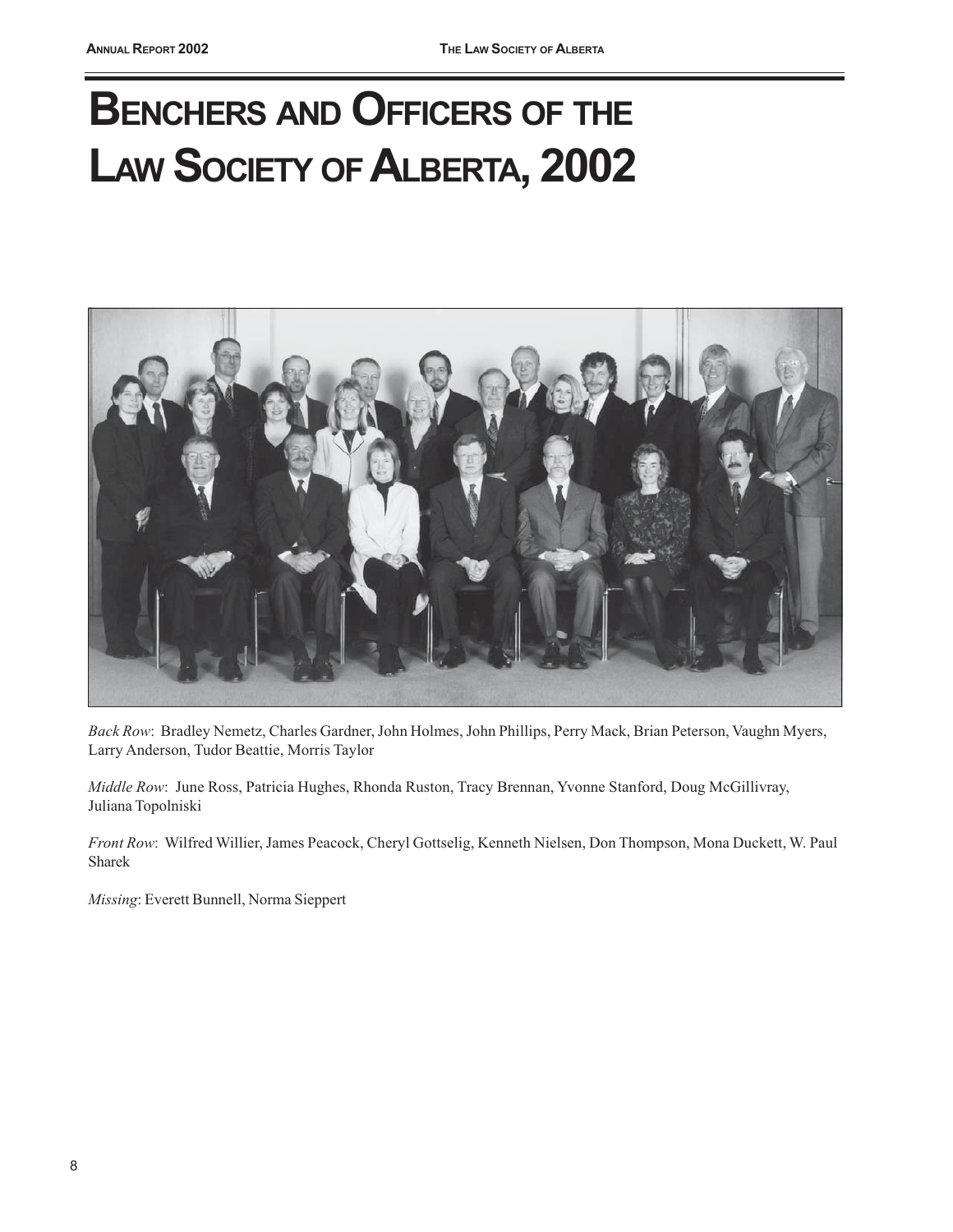# Benchers and Officers of the Law Society of Alberta, 2002

*Back Row*: Bradley Nemetz, Charles Gardner, John Holmes, John Phillips, Perry Mack, Brian Peterson, Vaughn Myers, Larry Anderson, Tudor Beattie, Morris Taylor

*Middle Row*: June Ross, Patricia Hughes, Rhonda Ruston, Tracy Brennan, Yvonne Stanford, Doug McGillivray, Juliana Topolniski

*Front Row*: Wilfred Willier, James Peacock, Cheryl Gottselig, Kenneth Nielsen, Don Thompson, Mona Duckett, W. Paul Sharek

*Missing*: Everett Bunnell, Norma Sieppert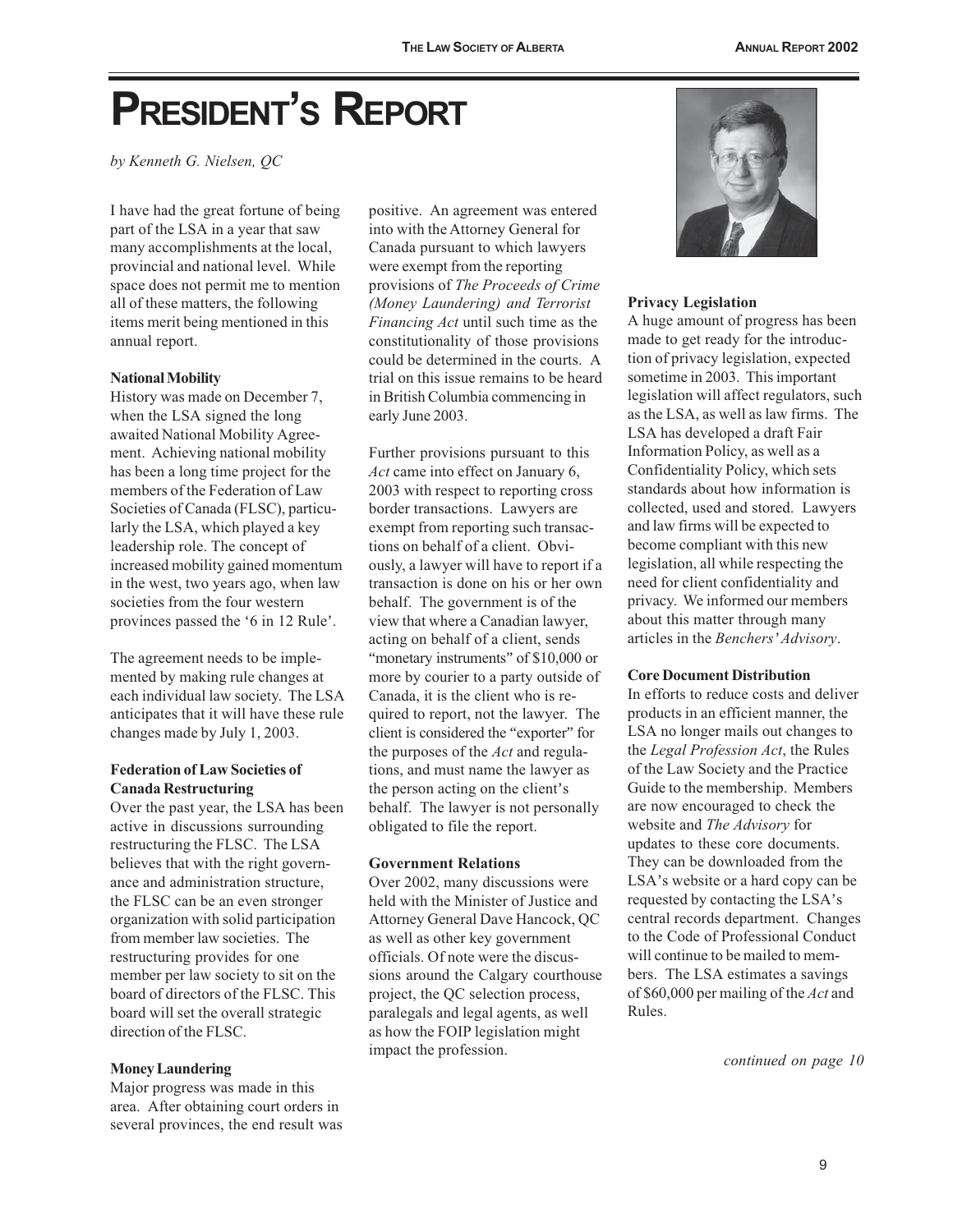# PRESIDENT'S REPORT

*by Kenneth G. Nielsen, QC*

I have had the great fortune of being part of the LSA in a year that saw many accomplishments at the local, provincial and national level. While space does not permit me to mention all of these matters, the following items merit being mentioned in this annual report.

**National Mobility**

History was made on December 7, when the LSA signed the long awaited National Mobility Agreement. Achieving national mobility has been a long time project for the members of the Federation of Law Societies of Canada (FLSC), particularly the LSA, which played a key leadership role. The concept of increased mobility gained momentum in the west, two years ago, when law societies from the four western provinces passed the '6 in 12 Rule'.

The agreement needs to be implemented by making rule changes at each individual law society. The LSA anticipates that it will have these rule changes made by July 1, 2003.

**Federation of Law Societies of Canada Restructuring**

Over the past year, the LSA has been active in discussions surrounding restructuring the FLSC. The LSA believes that with the right governance and administration structure, the FLSC can be an even stronger organization with solid participation from member law societies. The restructuring provides for one member per law society to sit on the board of directors of the FLSC. This board will set the overall strategic direction of the FLSC.

**Money Laundering**

Major progress was made in this area. After obtaining court orders in several provinces, the end result was positive. An agreement was entered into with the Attorney General for Canada pursuant to which lawyers were exempt from the reporting provisions of *The Proceeds of Crime (Money Laundering) and Terrorist Financing Act* until such time as the constitutionality of those provisions could be determined in the courts. A trial on this issue remains to be heard in British Columbia commencing in early June 2003.

Further provisions pursuant to this *Act* came into effect on January 6, 2003 with respect to reporting cross border transactions. Lawyers are exempt from reporting such transactions on behalf of a client. Obviously, a lawyer will have to report if a transaction is done on his or her own behalf. The government is of the view that where a Canadian lawyer, acting on behalf of a client, sends "monetary instruments" of $10,000 or more by courier to a party outside of Canada, it is the client who is required to report, not the lawyer. The client is considered the "exporter" for the purposes of the *Act* and regulations, and must name the lawyer as the person acting on the client's behalf. The lawyer is not personally obligated to file the report.

**Government Relations**

Over 2002, many discussions were held with the Minister of Justice and Attorney General Dave Hancock, QC as well as other key government officials. Of note were the discussions around the Calgary courthouse project, the QC selection process, paralegals and legal agents, as well as how the FOIP legislation might impact the profession.

**Privacy Legislation**

A huge amount of progress has been made to get ready for the introduction of privacy legislation, expected sometime in 2003. This important legislation will affect regulators, such as the LSA, as well as law firms. The LSA has developed a draft Fair Information Policy, as well as a Confidentiality Policy, which sets standards about how information is collected, used and stored. Lawyers and law firms will be expected to become compliant with this new legislation, all while respecting the need for client confidentiality and privacy. We informed our members about this matter through many articles in the *Benchers' Advisory*.

**Core Document Distribution**

In efforts to reduce costs and deliver products in an efficient manner, the LSA no longer mails out changes to the *Legal Profession Act*, the Rules of the Law Society and the Practice Guide to the membership. Members are now encouraged to check the website and *The Advisory* for updates to these core documents. They can be downloaded from the LSA's website or a hard copy can be requested by contacting the LSA's central records department. Changes to the Code of Professional Conduct will continue to be mailed to members. The LSA estimates a savings of $60,000 per mailing of the *Act* and Rules.

*continued on page 10*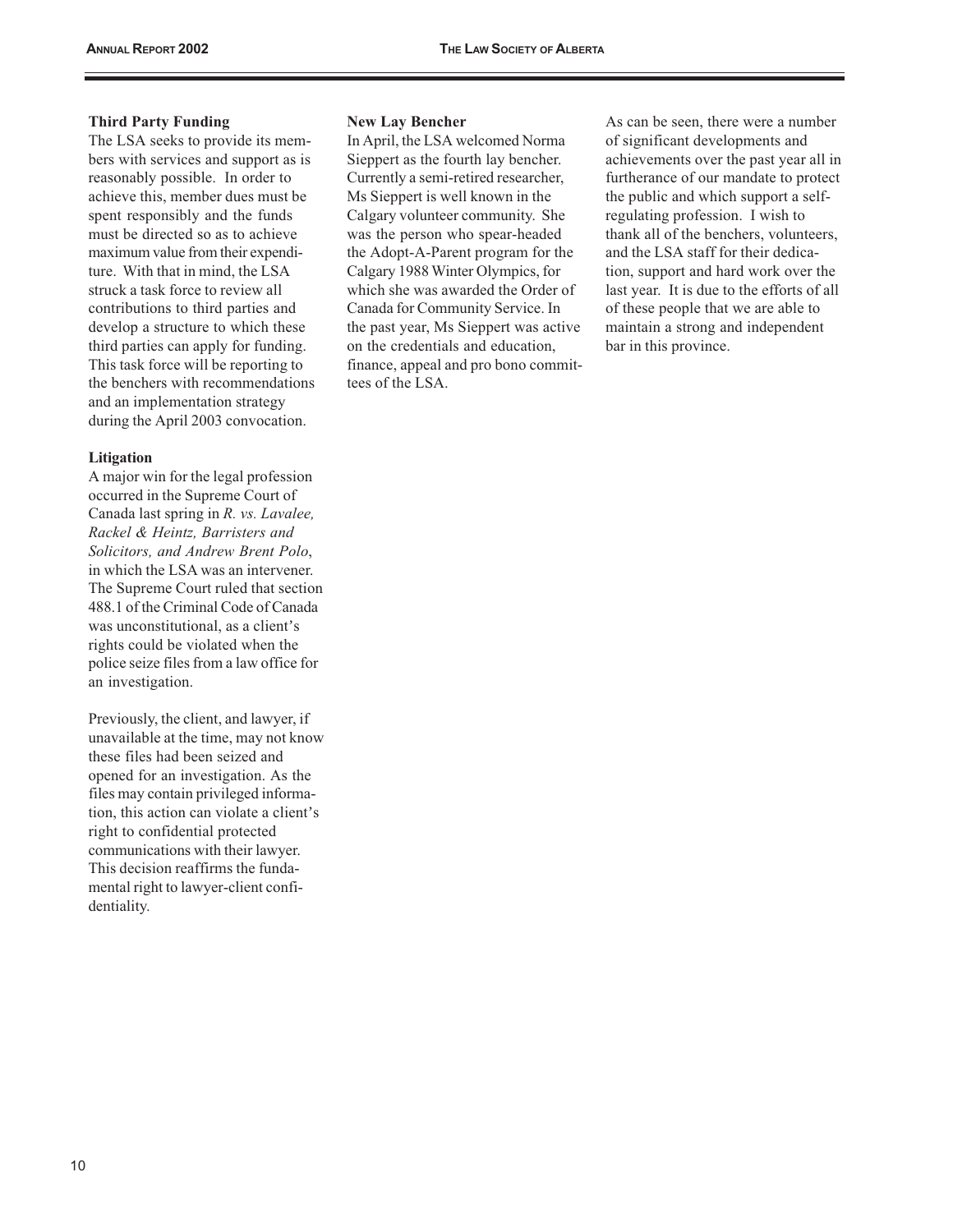**Third Party Funding**

The LSA seeks to provide its members with services and support as is reasonably possible. In order to achieve this, member dues must be spent responsibly and the funds must be directed so as to achieve maximum value from their expenditure. With that in mind, the LSA struck a task force to review all contributions to third parties and develop a structure to which these third parties can apply for funding. This task force will be reporting to the benchers with recommendations and an implementation strategy during the April 2003 convocation.

**Litigation**

A major win for the legal profession occurred in the Supreme Court of Canada last spring in *R. vs. Lavalee, Rackel & Heintz, Barristers and Solicitors, and Andrew Brent Polo*, in which the LSA was an intervener. The Supreme Court ruled that section 488.1 of the Criminal Code of Canada was unconstitutional, as a client's rights could be violated when the police seize files from a law office for an investigation.

Previously, the client, and lawyer, if unavailable at the time, may not know these files had been seized and opened for an investigation. As the files may contain privileged information, this action can violate a client's right to confidential protected communications with their lawyer. This decision reaffirms the fundamental right to lawyer-client confidentiality.

**New Lay Bencher**

In April, the LSA welcomed Norma Sieppert as the fourth lay bencher. Currently a semi-retired researcher, Ms Sieppert is well known in the Calgary volunteer community. She was the person who spear-headed the Adopt-A-Parent program for the Calgary 1988 Winter Olympics, for which she was awarded the Order of Canada for Community Service. In the past year, Ms Sieppert was active on the credentials and education, finance, appeal and pro bono committees of the LSA.

As can be seen, there were a number of significant developments and achievements over the past year all in furtherance of our mandate to protect the public and which support a self-regulating profession. I wish to thank all of the benchers, volunteers, and the LSA staff for their dedication, support and hard work over the last year. It is due to the efforts of all of these people that we are able to maintain a strong and independent bar in this province.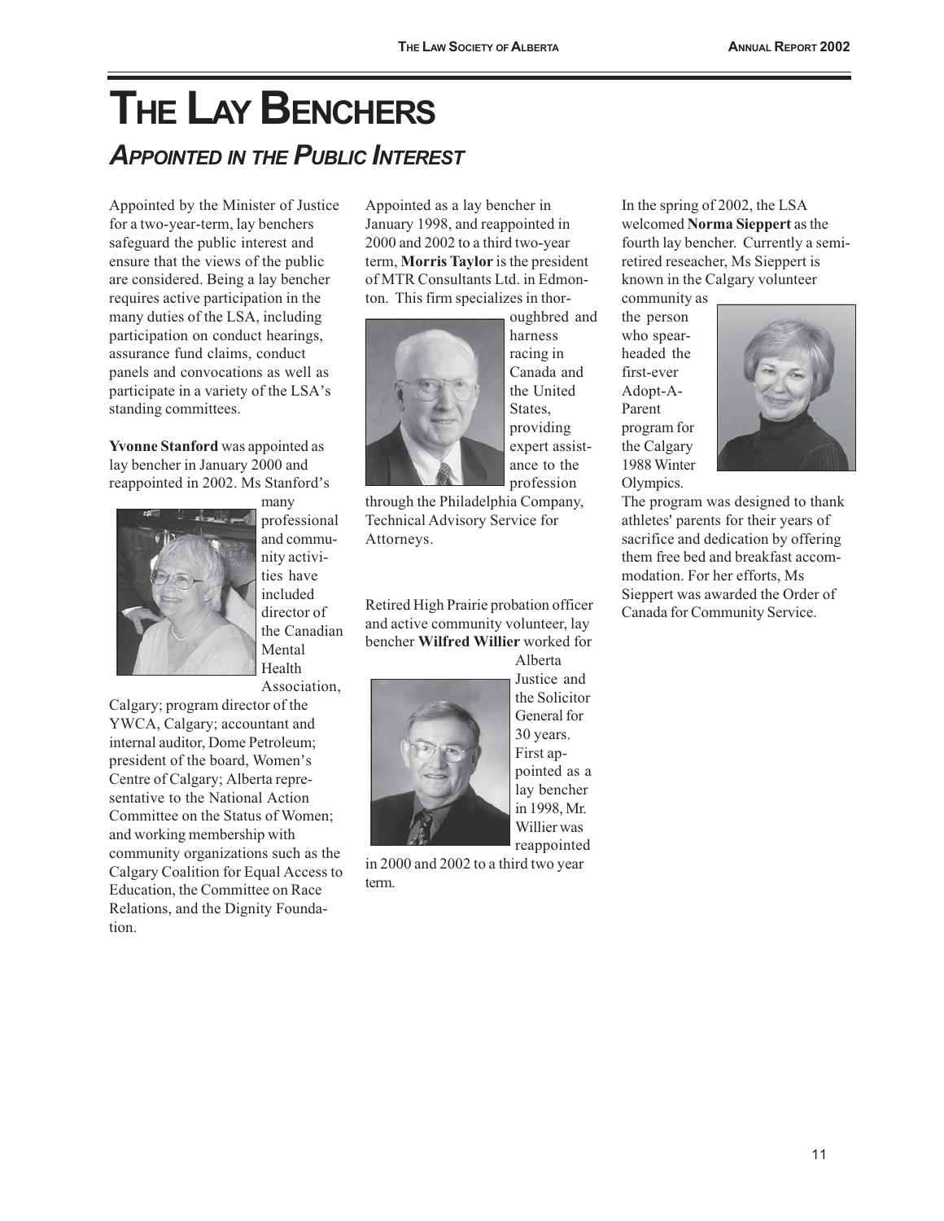# THE LAY BENCHERS

## *APPOINTED IN THE PUBLIC INTEREST*

Appointed by the Minister of Justice for a two-year-term, lay benchers safeguard the public interest and ensure that the views of the public are considered. Being a lay bencher requires active participation in the many duties of the LSA, including participation on conduct hearings, assurance fund claims, conduct panels and convocations as well as participate in a variety of the LSA's standing committees.

**Yvonne Stanford** was appointed as lay bencher in January 2000 and reappointed in 2002. Ms Stanford's many professional and community activities have included director of the Canadian Mental Health Association, Calgary; program director of the YWCA, Calgary; accountant and internal auditor, Dome Petroleum; president of the board, Women's Centre of Calgary; Alberta representative to the National Action Committee on the Status of Women; and working membership with community organizations such as the Calgary Coalition for Equal Access to Education, the Committee on Race Relations, and the Dignity Foundation.

Appointed as a lay bencher in January 1998, and reappointed in 2000 and 2002 to a third two-year term, **Morris Taylor** is the president of MTR Consultants Ltd. in Edmonton. This firm specializes in thoroughbred and harness racing in Canada and the United States, providing expert assistance to the profession through the Philadelphia Company, Technical Advisory Service for Attorneys.

Retired High Prairie probation officer and active community volunteer, lay bencher **Wilfred Willier** worked for Alberta Justice and the Solicitor General for 30 years. First appointed as a lay bencher in 1998, Mr. Willier was reappointed in 2000 and 2002 to a third two year term.

In the spring of 2002, the LSA welcomed **Norma Sieppert** as the fourth lay bencher. Currently a semi-retired reseacher, Ms Sieppert is known in the Calgary volunteer community as the person who spearheaded the first-ever Adopt-A-Parent program for the Calgary 1988 Winter Olympics.

The program was designed to thank athletes' parents for their years of sacrifice and dedication by offering them free bed and breakfast accommodation. For her efforts, Ms Sieppert was awarded the Order of Canada for Community Service.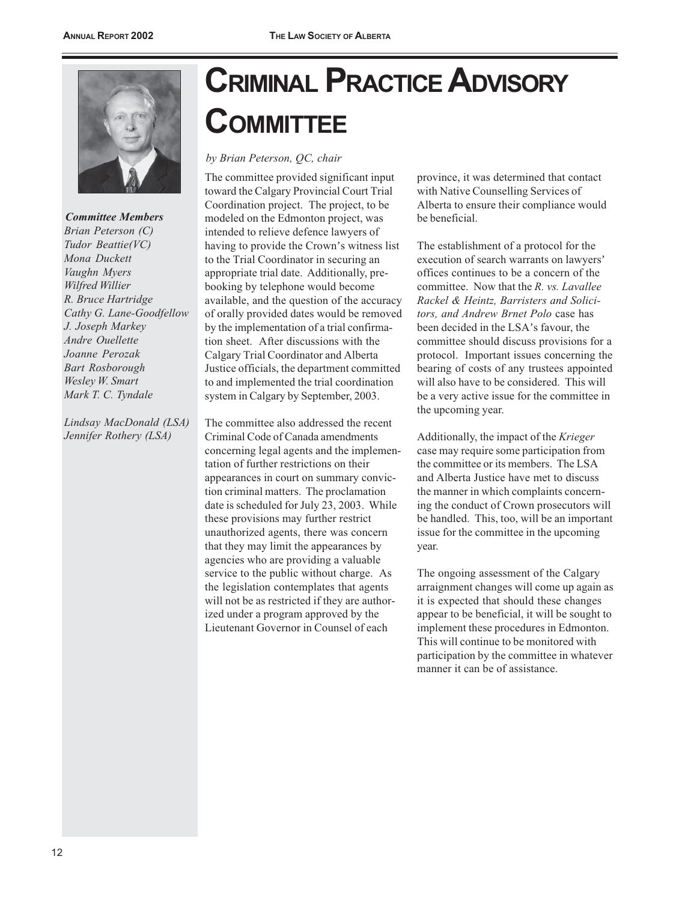# Criminal Practice Advisory Committee

*by Brian Peterson, QC, chair*

***Committee Members***
*Brian Peterson (C)*
*Tudor Beattie(VC)*
*Mona Duckett*
*Vaughn Myers*
*Wilfred Willier*
*R. Bruce Hartridge*
*Cathy G. Lane-Goodfellow*
*J. Joseph Markey*
*Andre Ouellette*
*Joanne Perozak*
*Bart Rosborough*
*Wesley W. Smart*
*Mark T. C. Tyndale*

*Lindsay MacDonald (LSA)*
*Jennifer Rothery (LSA)*

The committee provided significant input toward the Calgary Provincial Court Trial Coordination project. The project, to be modeled on the Edmonton project, was intended to relieve defence lawyers of having to provide the Crown's witness list to the Trial Coordinator in securing an appropriate trial date. Additionally, pre-booking by telephone would become available, and the question of the accuracy of orally provided dates would be removed by the implementation of a trial confirmation sheet. After discussions with the Calgary Trial Coordinator and Alberta Justice officials, the department committed to and implemented the trial coordination system in Calgary by September, 2003.

The committee also addressed the recent Criminal Code of Canada amendments concerning legal agents and the implementation of further restrictions on their appearances in court on summary conviction criminal matters. The proclamation date is scheduled for July 23, 2003. While these provisions may further restrict unauthorized agents, there was concern that they may limit the appearances by agencies who are providing a valuable service to the public without charge. As the legislation contemplates that agents will not be as restricted if they are authorized under a program approved by the Lieutenant Governor in Counsel of each province, it was determined that contact with Native Counselling Services of Alberta to ensure their compliance would be beneficial.

The establishment of a protocol for the execution of search warrants on lawyers' offices continues to be a concern of the committee. Now that the *R. vs. Lavallee Rackel & Heintz, Barristers and Solicitors, and Andrew Brnet Polo* case has been decided in the LSA's favour, the committee should discuss provisions for a protocol. Important issues concerning the bearing of costs of any trustees appointed will also have to be considered. This will be a very active issue for the committee in the upcoming year.

Additionally, the impact of the *Krieger* case may require some participation from the committee or its members. The LSA and Alberta Justice have met to discuss the manner in which complaints concerning the conduct of Crown prosecutors will be handled. This, too, will be an important issue for the committee in the upcoming year.

The ongoing assessment of the Calgary arraignment changes will come up again as it is expected that should these changes appear to be beneficial, it will be sought to implement these procedures in Edmonton. This will continue to be monitored with participation by the committee in whatever manner it can be of assistance.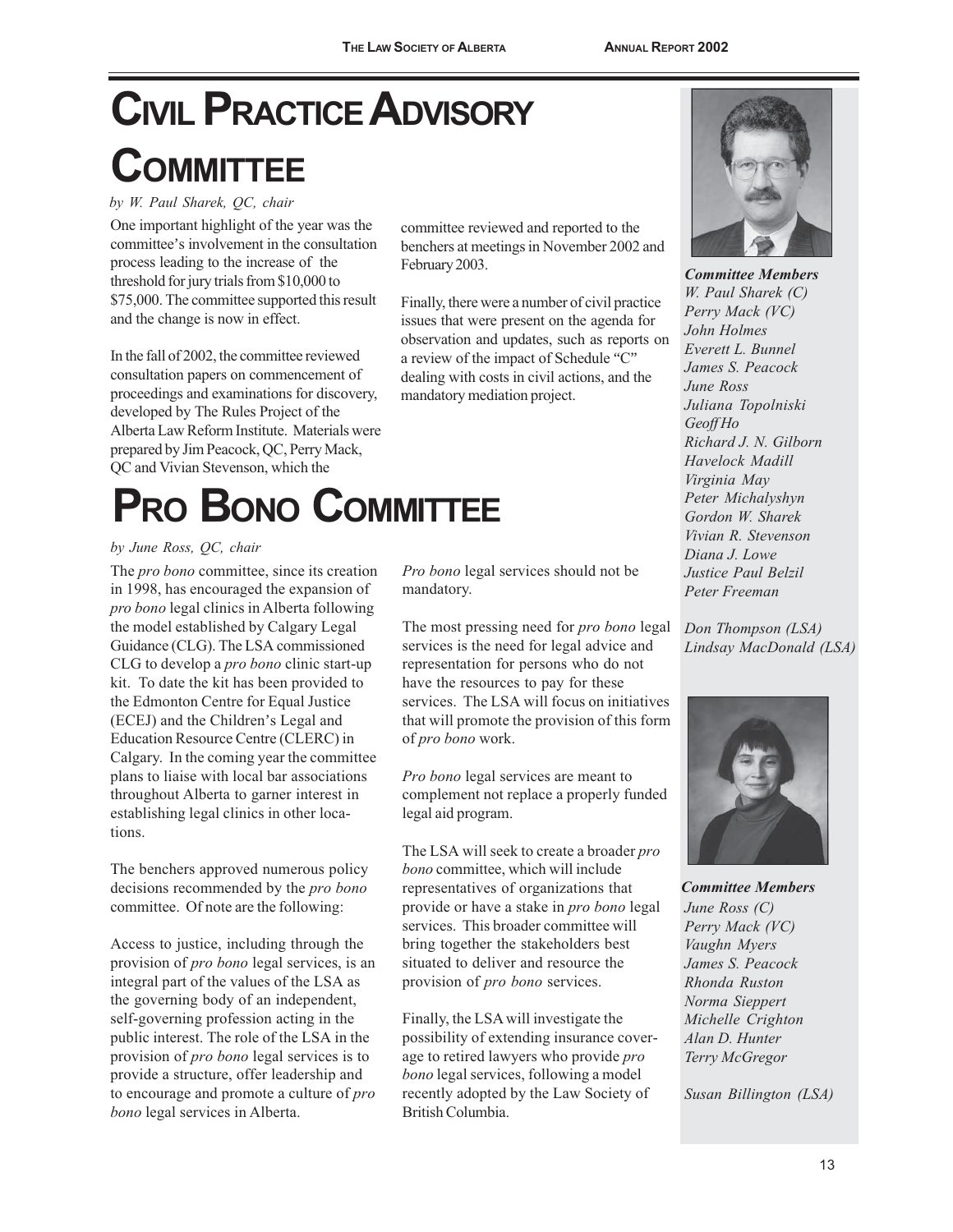# CIVIL PRACTICE ADVISORY COMMITTEE

*by W. Paul Sharek, QC, chair*

One important highlight of the year was the committee's involvement in the consultation process leading to the increase of the threshold for jury trials from $10,000 to $75,000. The committee supported this result and the change is now in effect.

In the fall of 2002, the committee reviewed consultation papers on commencement of proceedings and examinations for discovery, developed by The Rules Project of the Alberta Law Reform Institute. Materials were prepared by Jim Peacock, QC, Perry Mack, QC and Vivian Stevenson, which the committee reviewed and reported to the benchers at meetings in November 2002 and February 2003.

Finally, there were a number of civil practice issues that were present on the agenda for observation and updates, such as reports on a review of the impact of Schedule "C" dealing with costs in civil actions, and the mandatory mediation project.

***Committee Members***
*W. Paul Sharek (C)*
*Perry Mack (VC)*
*John Holmes*
*Everett L. Bunnel*
*James S. Peacock*
*June Ross*
*Juliana Topolniski*
*Geoff Ho*
*Richard J. N. Gilborn*
*Havelock Madill*
*Virginia May*
*Peter Michalyshyn*
*Gordon W. Sharek*
*Vivian R. Stevenson*
*Diana J. Lowe*
*Justice Paul Belzil*
*Peter Freeman*

*Don Thompson (LSA)*
*Lindsay MacDonald (LSA)*

# PRO BONO COMMITTEE

*by June Ross, QC, chair*

The *pro bono* committee, since its creation in 1998, has encouraged the expansion of *pro bono* legal clinics in Alberta following the model established by Calgary Legal Guidance (CLG). The LSA commissioned CLG to develop a *pro bono* clinic start-up kit. To date the kit has been provided to the Edmonton Centre for Equal Justice (ECEJ) and the Children's Legal and Education Resource Centre (CLERC) in Calgary. In the coming year the committee plans to liaise with local bar associations throughout Alberta to garner interest in establishing legal clinics in other locations.

The benchers approved numerous policy decisions recommended by the *pro bono* committee. Of note are the following:

Access to justice, including through the provision of *pro bono* legal services, is an integral part of the values of the LSA as the governing body of an independent, self-governing profession acting in the public interest. The role of the LSA in the provision of *pro bono* legal services is to provide a structure, offer leadership and to encourage and promote a culture of *pro bono* legal services in Alberta.

*Pro bono* legal services should not be mandatory.

The most pressing need for *pro bono* legal services is the need for legal advice and representation for persons who do not have the resources to pay for these services. The LSA will focus on initiatives that will promote the provision of this form of *pro bono* work.

*Pro bono* legal services are meant to complement not replace a properly funded legal aid program.

The LSA will seek to create a broader *pro bono* committee, which will include representatives of organizations that provide or have a stake in *pro bono* legal services. This broader committee will bring together the stakeholders best situated to deliver and resource the provision of *pro bono* services.

Finally, the LSA will investigate the possibility of extending insurance coverage to retired lawyers who provide *pro bono* legal services, following a model recently adopted by the Law Society of British Columbia.

***Committee Members***
*June Ross (C)*
*Perry Mack (VC)*
*Vaughn Myers*
*James S. Peacock*
*Rhonda Ruston*
*Norma Sieppert*
*Michelle Crighton*
*Alan D. Hunter*
*Terry McGregor*

*Susan Billington (LSA)*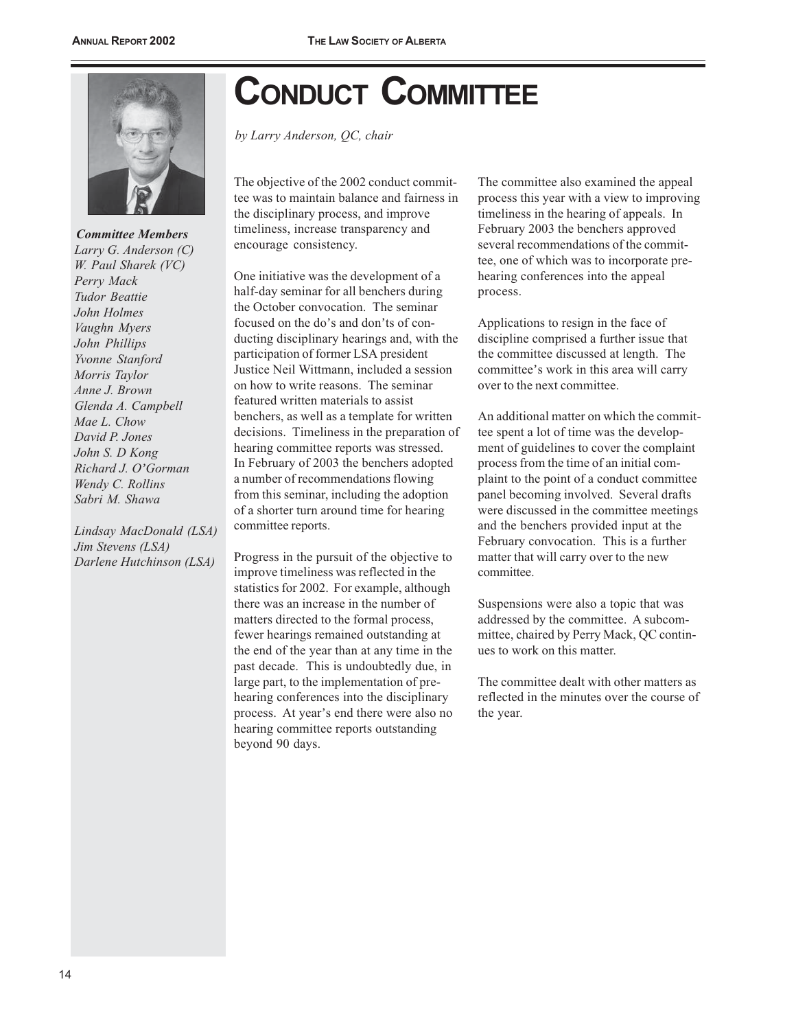# CONDUCT COMMITTEE

*by Larry Anderson, QC, chair*

***Committee Members***
*Larry G. Anderson (C)*
*W. Paul Sharek (VC)*
*Perry Mack*
*Tudor Beattie*
*John Holmes*
*Vaughn Myers*
*John Phillips*
*Yvonne Stanford*
*Morris Taylor*
*Anne J. Brown*
*Glenda A. Campbell*
*Mae L. Chow*
*David P. Jones*
*John S. D Kong*
*Richard J. O'Gorman*
*Wendy C. Rollins*
*Sabri M. Shawa*

*Lindsay MacDonald (LSA)*
*Jim Stevens (LSA)*
*Darlene Hutchinson (LSA)*

The objective of the 2002 conduct committee was to maintain balance and fairness in the disciplinary process, and improve timeliness, increase transparency and encourage consistency.

One initiative was the development of a half-day seminar for all benchers during the October convocation. The seminar focused on the do's and don'ts of conducting disciplinary hearings and, with the participation of former LSA president Justice Neil Wittmann, included a session on how to write reasons. The seminar featured written materials to assist benchers, as well as a template for written decisions. Timeliness in the preparation of hearing committee reports was stressed. In February of 2003 the benchers adopted a number of recommendations flowing from this seminar, including the adoption of a shorter turn around time for hearing committee reports.

Progress in the pursuit of the objective to improve timeliness was reflected in the statistics for 2002. For example, although there was an increase in the number of matters directed to the formal process, fewer hearings remained outstanding at the end of the year than at any time in the past decade. This is undoubtedly due, in large part, to the implementation of pre-hearing conferences into the disciplinary process. At year's end there were also no hearing committee reports outstanding beyond 90 days.

The committee also examined the appeal process this year with a view to improving timeliness in the hearing of appeals. In February 2003 the benchers approved several recommendations of the committee, one of which was to incorporate pre-hearing conferences into the appeal process.

Applications to resign in the face of discipline comprised a further issue that the committee discussed at length. The committee's work in this area will carry over to the next committee.

An additional matter on which the committee spent a lot of time was the development of guidelines to cover the complaint process from the time of an initial complaint to the point of a conduct committee panel becoming involved. Several drafts were discussed in the committee meetings and the benchers provided input at the February convocation. This is a further matter that will carry over to the new committee.

Suspensions were also a topic that was addressed by the committee. A subcommittee, chaired by Perry Mack, QC continues to work on this matter.

The committee dealt with other matters as reflected in the minutes over the course of the year.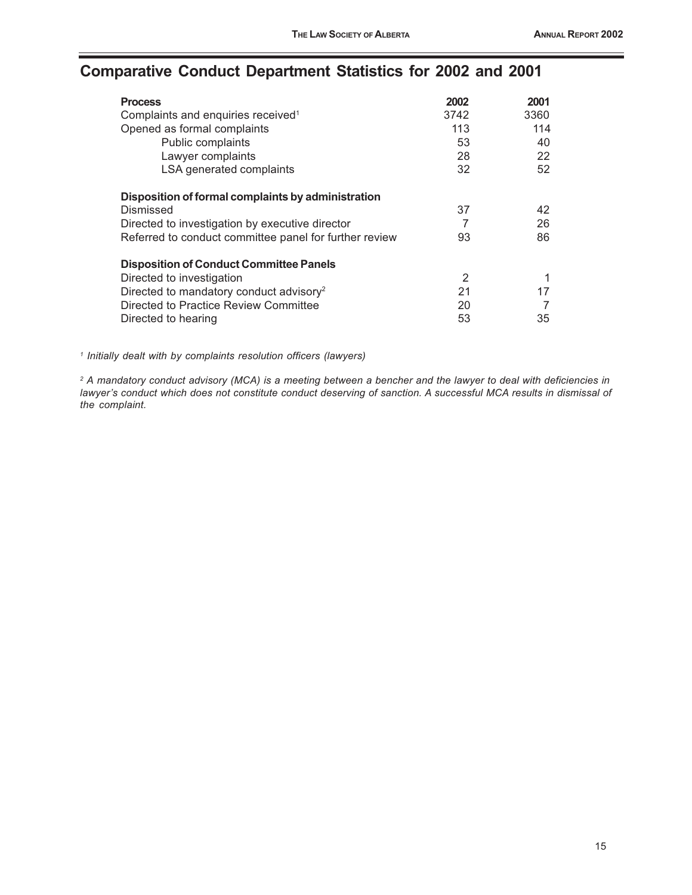## Comparative Conduct Department Statistics for 2002 and 2001

| Process | 2002 | 2001 |
|---|---|---|
| Complaints and enquiries received[1] | 3742 | 3360 |
| Opened as formal complaints | 113 | 114 |
| Public complaints | 53 | 40 |
| Lawyer complaints | 28 | 22 |
| LSA generated complaints | 32 | 52 |
| **Disposition of formal complaints by administration** | | |
| Dismissed | 37 | 42 |
| Directed to investigation by executive director | 7 | 26 |
| Referred to conduct committee panel for further review | 93 | 86 |
| **Disposition of Conduct Committee Panels** | | |
| Directed to investigation | 2 | 1 |
| Directed to mandatory conduct advisory[2] | 21 | 17 |
| Directed to Practice Review Committee | 20 | 7 |
| Directed to hearing | 53 | 35 |

*[1] Initially dealt with by complaints resolution officers (lawyers)*

*[2] A mandatory conduct advisory (MCA) is a meeting between a bencher and the lawyer to deal with deficiencies in lawyer's conduct which does not constitute conduct deserving of sanction. A successful MCA results in dismissal of the complaint.*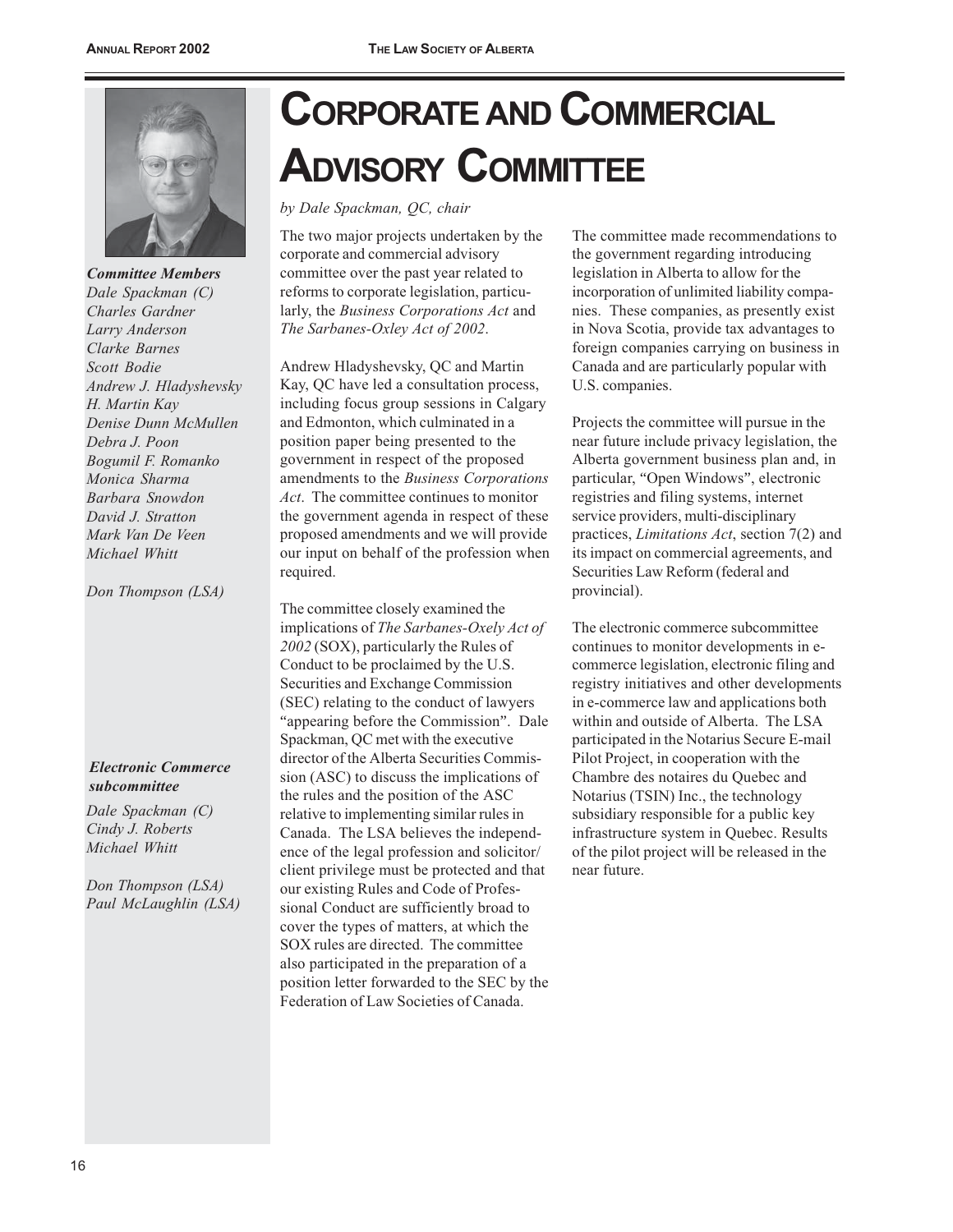# CORPORATE AND COMMERCIAL ADVISORY COMMITTEE

*by Dale Spackman, QC, chair*

***Committee Members***
*Dale Spackman (C)*
*Charles Gardner*
*Larry Anderson*
*Clarke Barnes*
*Scott Bodie*
*Andrew J. Hladyshevsky*
*H. Martin Kay*
*Denise Dunn McMullen*
*Debra J. Poon*
*Bogumil F. Romanko*
*Monica Sharma*
*Barbara Snowdon*
*David J. Stratton*
*Mark Van De Veen*
*Michael Whitt*

*Don Thompson (LSA)*

***Electronic Commerce subcommittee***
*Dale Spackman (C)*
*Cindy J. Roberts*
*Michael Whitt*

*Don Thompson (LSA)*
*Paul McLaughlin (LSA)*

The two major projects undertaken by the corporate and commercial advisory committee over the past year related to reforms to corporate legislation, particularly, the *Business Corporations Act* and *The Sarbanes-Oxley Act of 2002*.

Andrew Hladyshevsky, QC and Martin Kay, QC have led a consultation process, including focus group sessions in Calgary and Edmonton, which culminated in a position paper being presented to the government in respect of the proposed amendments to the *Business Corporations Act*. The committee continues to monitor the government agenda in respect of these proposed amendments and we will provide our input on behalf of the profession when required.

The committee closely examined the implications of *The Sarbanes-Oxely Act of 2002* (SOX), particularly the Rules of Conduct to be proclaimed by the U.S. Securities and Exchange Commission (SEC) relating to the conduct of lawyers "appearing before the Commission". Dale Spackman, QC met with the executive director of the Alberta Securities Commission (ASC) to discuss the implications of the rules and the position of the ASC relative to implementing similar rules in Canada. The LSA believes the independence of the legal profession and solicitor/client privilege must be protected and that our existing Rules and Code of Professional Conduct are sufficiently broad to cover the types of matters, at which the SOX rules are directed. The committee also participated in the preparation of a position letter forwarded to the SEC by the Federation of Law Societies of Canada.

The committee made recommendations to the government regarding introducing legislation in Alberta to allow for the incorporation of unlimited liability companies. These companies, as presently exist in Nova Scotia, provide tax advantages to foreign companies carrying on business in Canada and are particularly popular with U.S. companies.

Projects the committee will pursue in the near future include privacy legislation, the Alberta government business plan and, in particular, "Open Windows", electronic registries and filing systems, internet service providers, multi-disciplinary practices, *Limitations Act*, section 7(2) and its impact on commercial agreements, and Securities Law Reform (federal and provincial).

The electronic commerce subcommittee continues to monitor developments in e-commerce legislation, electronic filing and registry initiatives and other developments in e-commerce law and applications both within and outside of Alberta. The LSA participated in the Notarius Secure E-mail Pilot Project, in cooperation with the Chambre des notaires du Quebec and Notarius (TSIN) Inc., the technology subsidiary responsible for a public key infrastructure system in Quebec. Results of the pilot project will be released in the near future.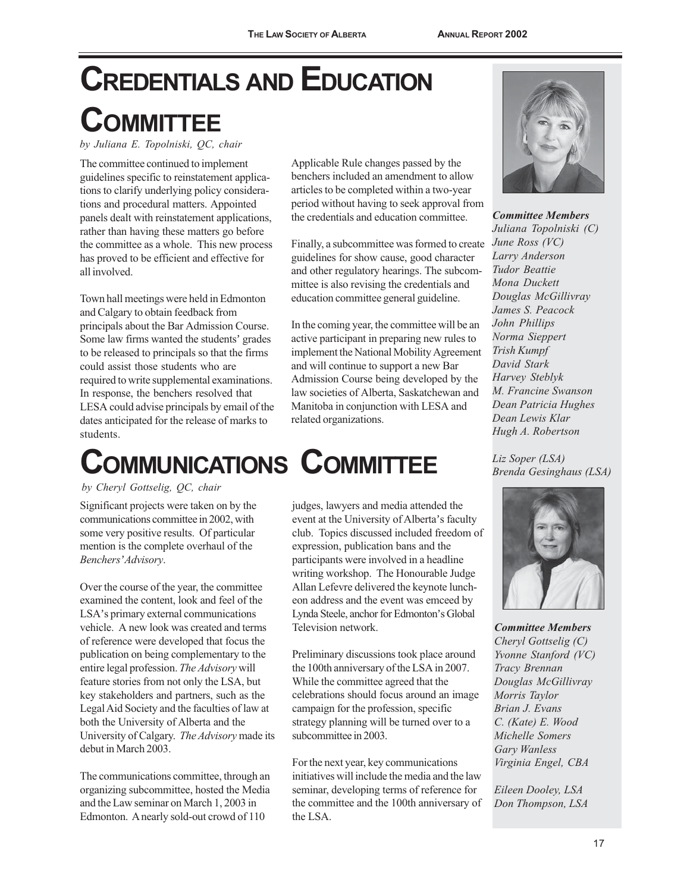# CREDENTIALS AND EDUCATION COMMITTEE

*by Juliana E. Topolniski, QC, chair*

The committee continued to implement guidelines specific to reinstatement applications to clarify underlying policy considerations and procedural matters. Appointed panels dealt with reinstatement applications, rather than having these matters go before the committee as a whole. This new process has proved to be efficient and effective for all involved.

Town hall meetings were held in Edmonton and Calgary to obtain feedback from principals about the Bar Admission Course. Some law firms wanted the students' grades to be released to principals so that the firms could assist those students who are required to write supplemental examinations. In response, the benchers resolved that LESA could advise principals by email of the dates anticipated for the release of marks to students.

Applicable Rule changes passed by the benchers included an amendment to allow articles to be completed within a two-year period without having to seek approval from the credentials and education committee.

Finally, a subcommittee was formed to create guidelines for show cause, good character and other regulatory hearings. The subcommittee is also revising the credentials and education committee general guideline.

In the coming year, the committee will be an active participant in preparing new rules to implement the National Mobility Agreement and will continue to support a new Bar Admission Course being developed by the law societies of Alberta, Saskatchewan and Manitoba in conjunction with LESA and related organizations.

***Committee Members***
*Juliana Topolniski (C)*
*June Ross (VC)*
*Larry Anderson*
*Tudor Beattie*
*Mona Duckett*
*Douglas McGillivray*
*James S. Peacock*
*John Phillips*
*Norma Sieppert*
*Trish Kumpf*
*David Stark*
*Harvey Steblyk*
*M. Francine Swanson*
*Dean Patricia Hughes*
*Dean Lewis Klar*
*Hugh A. Robertson*

*Liz Soper (LSA)*
*Brenda Gesinghaus (LSA)*

# COMMUNICATIONS COMMITTEE

*by Cheryl Gottselig, QC, chair*

Significant projects were taken on by the communications committee in 2002, with some very positive results. Of particular mention is the complete overhaul of the *Benchers' Advisory*.

Over the course of the year, the committee examined the content, look and feel of the LSA's primary external communications vehicle. A new look was created and terms of reference were developed that focus the publication on being complementary to the entire legal profession. *The Advisory* will feature stories from not only the LSA, but key stakeholders and partners, such as the Legal Aid Society and the faculties of law at both the University of Alberta and the University of Calgary. *The Advisory* made its debut in March 2003.

The communications committee, through an organizing subcommittee, hosted the Media and the Law seminar on March 1, 2003 in Edmonton. A nearly sold-out crowd of 110 judges, lawyers and media attended the event at the University of Alberta's faculty club. Topics discussed included freedom of expression, publication bans and the participants were involved in a headline writing workshop. The Honourable Judge Allan Lefevre delivered the keynote luncheon address and the event was emceed by Lynda Steele, anchor for Edmonton's Global Television network.

Preliminary discussions took place around the 100th anniversary of the LSA in 2007. While the committee agreed that the celebrations should focus around an image campaign for the profession, specific strategy planning will be turned over to a subcommittee in 2003.

For the next year, key communications initiatives will include the media and the law seminar, developing terms of reference for the committee and the 100th anniversary of the LSA.

***Committee Members***
*Cheryl Gottselig (C)*
*Yvonne Stanford (VC)*
*Tracy Brennan*
*Douglas McGillivray*
*Morris Taylor*
*Brian J. Evans*
*C. (Kate) E. Wood*
*Michelle Somers*
*Gary Wanless*
*Virginia Engel, CBA*

*Eileen Dooley, LSA*
*Don Thompson, LSA*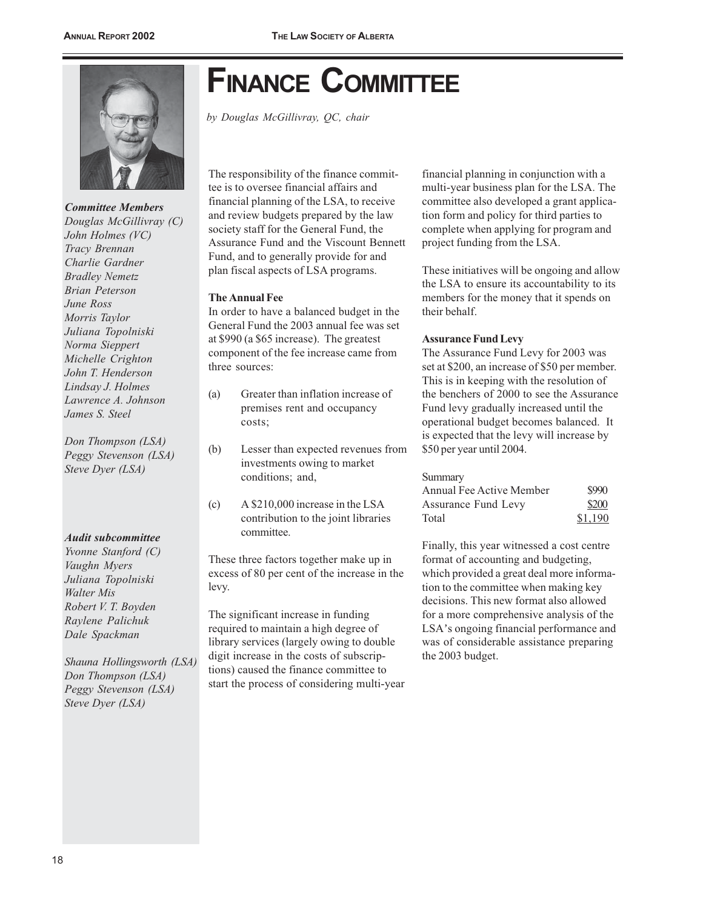# FINANCE COMMITTEE

*by Douglas McGillivray, QC, chair*

***Committee Members***
*Douglas McGillivray (C)*
*John Holmes (VC)*
*Tracy Brennan*
*Charlie Gardner*
*Bradley Nemetz*
*Brian Peterson*
*June Ross*
*Morris Taylor*
*Juliana Topolniski*
*Norma Sieppert*
*Michelle Crighton*
*John T. Henderson*
*Lindsay J. Holmes*
*Lawrence A. Johnson*
*James S. Steel*

*Don Thompson (LSA)*
*Peggy Stevenson (LSA)*
*Steve Dyer (LSA)*

***Audit subcommittee***
*Yvonne Stanford (C)*
*Vaughn Myers*
*Juliana Topolniski*
*Walter Mis*
*Robert V. T. Boyden*
*Raylene Palichuk*
*Dale Spackman*

*Shauna Hollingsworth (LSA)*
*Don Thompson (LSA)*
*Peggy Stevenson (LSA)*
*Steve Dyer (LSA)*

The responsibility of the finance committee is to oversee financial affairs and financial planning of the LSA, to receive and review budgets prepared by the law society staff for the General Fund, the Assurance Fund and the Viscount Bennett Fund, and to generally provide for and plan fiscal aspects of LSA programs.

**The Annual Fee**

In order to have a balanced budget in the General Fund the 2003 annual fee was set at $990 (a $65 increase). The greatest component of the fee increase came from three sources:

(a) Greater than inflation increase of premises rent and occupancy costs;

(b) Lesser than expected revenues from investments owing to market conditions; and,

(c) A $210,000 increase in the LSA contribution to the joint libraries committee.

These three factors together make up in excess of 80 per cent of the increase in the levy.

The significant increase in funding required to maintain a high degree of library services (largely owing to double digit increase in the costs of subscriptions) caused the finance committee to start the process of considering multi-year financial planning in conjunction with a multi-year business plan for the LSA. The committee also developed a grant application form and policy for third parties to complete when applying for program and project funding from the LSA.

These initiatives will be ongoing and allow the LSA to ensure its accountability to its members for the money that it spends on their behalf.

**Assurance Fund Levy**

The Assurance Fund Levy for 2003 was set at $200, an increase of $50 per member. This is in keeping with the resolution of the benchers of 2000 to see the Assurance Fund levy gradually increased until the operational budget becomes balanced. It is expected that the levy will increase by $50 per year until 2004.

Summary

| | |
|---|---|
| Annual Fee Active Member | $990 |
| Assurance Fund Levy | $200 |
| Total | $1,190 |

Finally, this year witnessed a cost centre format of accounting and budgeting, which provided a great deal more information to the committee when making key decisions. This new format also allowed for a more comprehensive analysis of the LSA's ongoing financial performance and was of considerable assistance preparing the 2003 budget.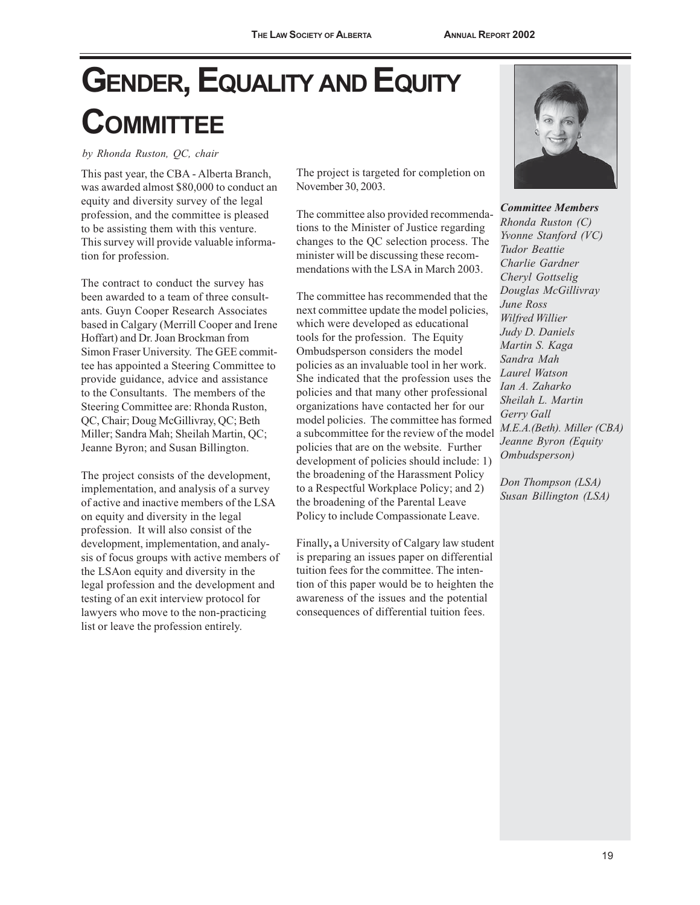# GENDER, EQUALITY AND EQUITY COMMITTEE

*by Rhonda Ruston, QC, chair*

This past year, the CBA - Alberta Branch, was awarded almost $80,000 to conduct an equity and diversity survey of the legal profession, and the committee is pleased to be assisting them with this venture. This survey will provide valuable information for profession.

The contract to conduct the survey has been awarded to a team of three consultants. Guyn Cooper Research Associates based in Calgary (Merrill Cooper and Irene Hoffart) and Dr. Joan Brockman from Simon Fraser University. The GEE committee has appointed a Steering Committee to provide guidance, advice and assistance to the Consultants. The members of the Steering Committee are: Rhonda Ruston, QC, Chair; Doug McGillivray, QC; Beth Miller; Sandra Mah; Sheilah Martin, QC; Jeanne Byron; and Susan Billington.

The project consists of the development, implementation, and analysis of a survey of active and inactive members of the LSA on equity and diversity in the legal profession. It will also consist of the development, implementation, and analysis of focus groups with active members of the LSAon equity and diversity in the legal profession and the development and testing of an exit interview protocol for lawyers who move to the non-practicing list or leave the profession entirely.

The project is targeted for completion on November 30, 2003.

The committee also provided recommendations to the Minister of Justice regarding changes to the QC selection process. The minister will be discussing these recommendations with the LSA in March 2003.

The committee has recommended that the next committee update the model policies, which were developed as educational tools for the profession. The Equity Ombudsperson considers the model policies as an invaluable tool in her work. She indicated that the profession uses the policies and that many other professional organizations have contacted her for our model policies. The committee has formed a subcommittee for the review of the model policies that are on the website. Further development of policies should include: 1) the broadening of the Harassment Policy to a Respectful Workplace Policy; and 2) the broadening of the Parental Leave Policy to include Compassionate Leave.

Finally**,** a University of Calgary law student is preparing an issues paper on differential tuition fees for the committee. The intention of this paper would be to heighten the awareness of the issues and the potential consequences of differential tuition fees.

***Committee Members***
*Rhonda Ruston (C)*
*Yvonne Stanford (VC)*
*Tudor Beattie*
*Charlie Gardner*
*Cheryl Gottselig*
*Douglas McGillivray*
*June Ross*
*Wilfred Willier*
*Judy D. Daniels*
*Martin S. Kaga*
*Sandra Mah*
*Laurel Watson*
*Ian A. Zaharko*
*Sheilah L. Martin*
*Gerry Gall*
*M.E.A.(Beth). Miller (CBA)*
*Jeanne Byron (Equity Ombudsperson)*

*Don Thompson (LSA)*
*Susan Billington (LSA)*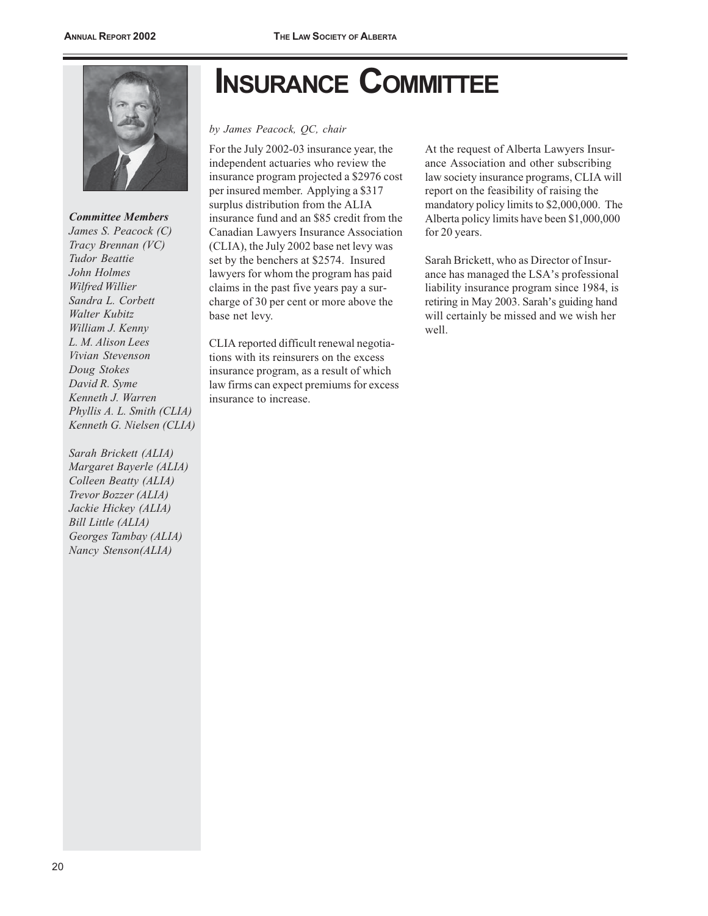# INSURANCE COMMITTEE

*by James Peacock, QC, chair*

***Committee Members***

*James S. Peacock (C)*
*Tracy Brennan (VC)*
*Tudor Beattie*
*John Holmes*
*Wilfred Willier*
*Sandra L. Corbett*
*Walter Kubitz*
*William J. Kenny*
*L. M. Alison Lees*
*Vivian Stevenson*
*Doug Stokes*
*David R. Syme*
*Kenneth J. Warren*
*Phyllis A. L. Smith (CLIA)*
*Kenneth G. Nielsen (CLIA)*

*Sarah Brickett (ALIA)*
*Margaret Bayerle (ALIA)*
*Colleen Beatty (ALIA)*
*Trevor Bozzer (ALIA)*
*Jackie Hickey (ALIA)*
*Bill Little (ALIA)*
*Georges Tambay (ALIA)*
*Nancy Stenson(ALIA)*

For the July 2002-03 insurance year, the independent actuaries who review the insurance program projected a $2976 cost per insured member. Applying a $317 surplus distribution from the ALIA insurance fund and an $85 credit from the Canadian Lawyers Insurance Association (CLIA), the July 2002 base net levy was set by the benchers at $2574. Insured lawyers for whom the program has paid claims in the past five years pay a surcharge of 30 per cent or more above the base net levy.

CLIA reported difficult renewal negotiations with its reinsurers on the excess insurance program, as a result of which law firms can expect premiums for excess insurance to increase.

At the request of Alberta Lawyers Insurance Association and other subscribing law society insurance programs, CLIA will report on the feasibility of raising the mandatory policy limits to $2,000,000. The Alberta policy limits have been $1,000,000 for 20 years.

Sarah Brickett, who as Director of Insurance has managed the LSA's professional liability insurance program since 1984, is retiring in May 2003. Sarah's guiding hand will certainly be missed and we wish her well.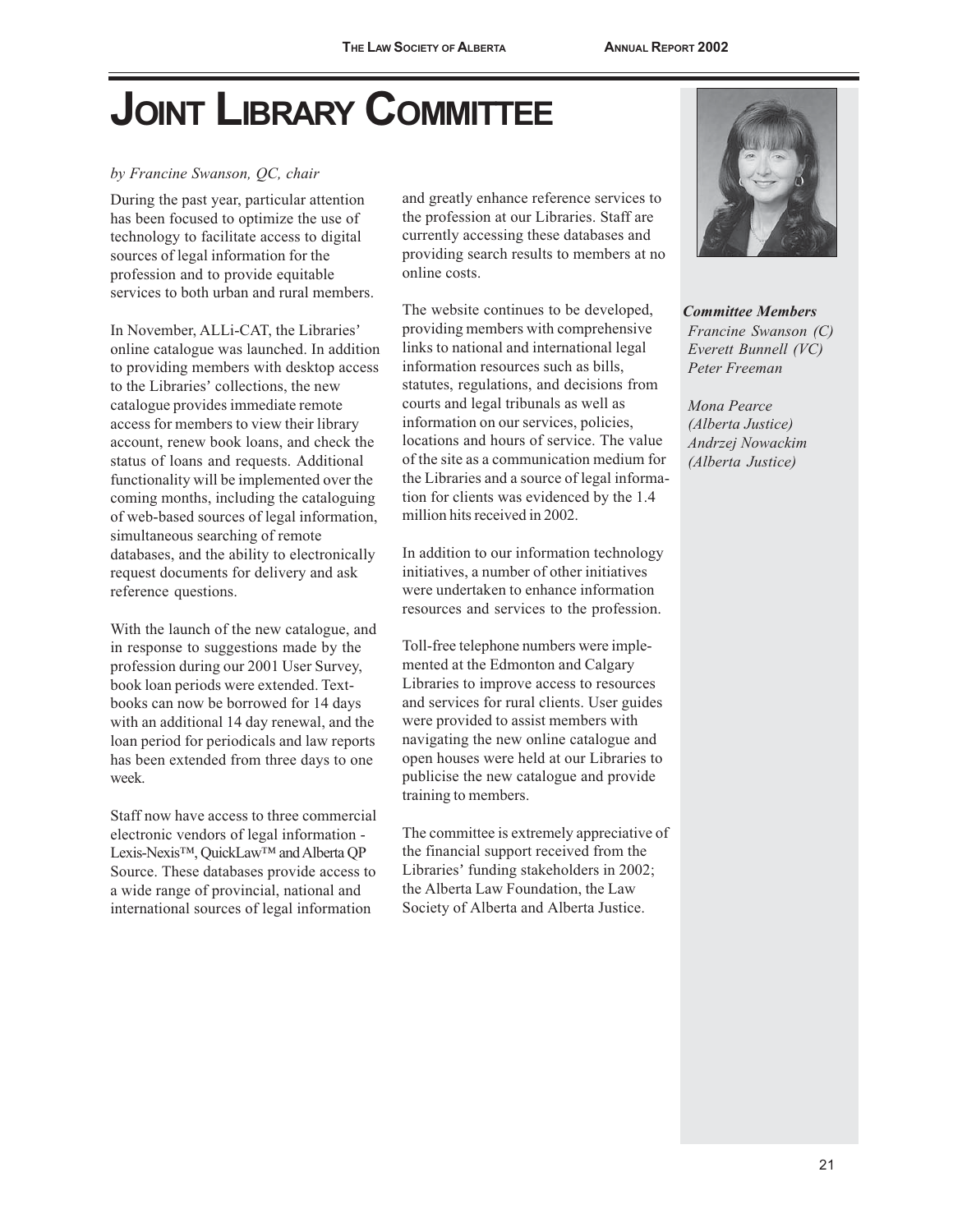# JOINT LIBRARY COMMITTEE

*by Francine Swanson, QC, chair*

During the past year, particular attention has been focused to optimize the use of technology to facilitate access to digital sources of legal information for the profession and to provide equitable services to both urban and rural members.

In November, ALLi-CAT, the Libraries' online catalogue was launched. In addition to providing members with desktop access to the Libraries' collections, the new catalogue provides immediate remote access for members to view their library account, renew book loans, and check the status of loans and requests. Additional functionality will be implemented over the coming months, including the cataloguing of web-based sources of legal information, simultaneous searching of remote databases, and the ability to electronically request documents for delivery and ask reference questions.

With the launch of the new catalogue, and in response to suggestions made by the profession during our 2001 User Survey, book loan periods were extended. Textbooks can now be borrowed for 14 days with an additional 14 day renewal, and the loan period for periodicals and law reports has been extended from three days to one week.

Staff now have access to three commercial electronic vendors of legal information - Lexis-Nexis™, QuickLaw™ and Alberta QP Source. These databases provide access to a wide range of provincial, national and international sources of legal information and greatly enhance reference services to the profession at our Libraries. Staff are currently accessing these databases and providing search results to members at no online costs.

The website continues to be developed, providing members with comprehensive links to national and international legal information resources such as bills, statutes, regulations, and decisions from courts and legal tribunals as well as information on our services, policies, locations and hours of service. The value of the site as a communication medium for the Libraries and a source of legal information for clients was evidenced by the 1.4 million hits received in 2002.

In addition to our information technology initiatives, a number of other initiatives were undertaken to enhance information resources and services to the profession.

Toll-free telephone numbers were implemented at the Edmonton and Calgary Libraries to improve access to resources and services for rural clients. User guides were provided to assist members with navigating the new online catalogue and open houses were held at our Libraries to publicise the new catalogue and provide training to members.

The committee is extremely appreciative of the financial support received from the Libraries' funding stakeholders in 2002; the Alberta Law Foundation, the Law Society of Alberta and Alberta Justice.

***Committee Members***

*Francine Swanson (C)*
*Everett Bunnell (VC)*
*Peter Freeman*

*Mona Pearce*
*(Alberta Justice)*
*Andrzej Nowackim*
*(Alberta Justice)*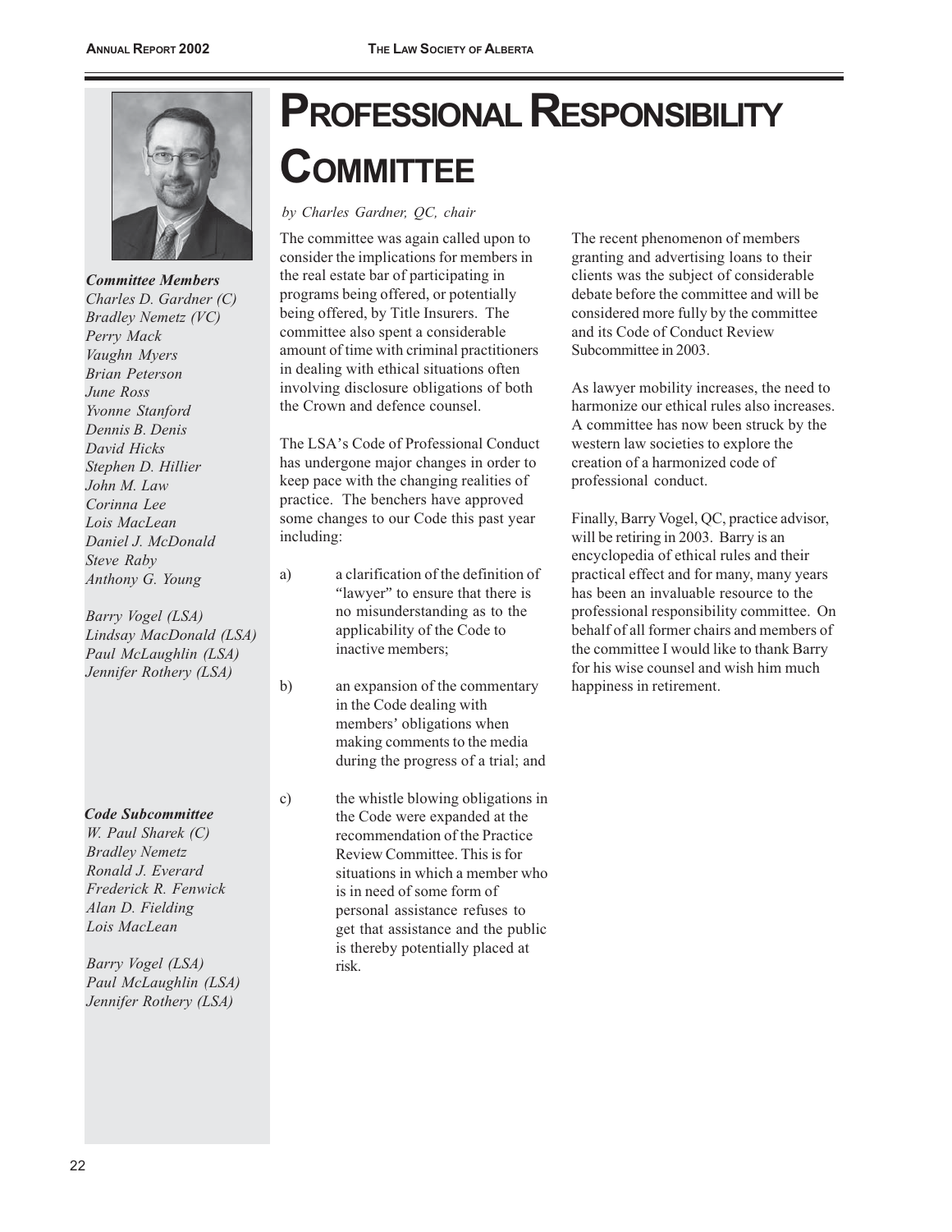# Professional Responsibility Committee

*by Charles Gardner, QC, chair*

***Committee Members***
*Charles D. Gardner (C)*
*Bradley Nemetz (VC)*
*Perry Mack*
*Vaughn Myers*
*Brian Peterson*
*June Ross*
*Yvonne Stanford*
*Dennis B. Denis*
*David Hicks*
*Stephen D. Hillier*
*John M. Law*
*Corinna Lee*
*Lois MacLean*
*Daniel J. McDonald*
*Steve Raby*
*Anthony G. Young*

*Barry Vogel (LSA)*
*Lindsay MacDonald (LSA)*
*Paul McLaughlin (LSA)*
*Jennifer Rothery (LSA)*

***Code Subcommittee***
*W. Paul Sharek (C)*
*Bradley Nemetz*
*Ronald J. Everard*
*Frederick R. Fenwick*
*Alan D. Fielding*
*Lois MacLean*

*Barry Vogel (LSA)*
*Paul McLaughlin (LSA)*
*Jennifer Rothery (LSA)*

The committee was again called upon to consider the implications for members in the real estate bar of participating in programs being offered, or potentially being offered, by Title Insurers. The committee also spent a considerable amount of time with criminal practitioners in dealing with ethical situations often involving disclosure obligations of both the Crown and defence counsel.

The LSA's Code of Professional Conduct has undergone major changes in order to keep pace with the changing realities of practice. The benchers have approved some changes to our Code this past year including:

a) a clarification of the definition of "lawyer" to ensure that there is no misunderstanding as to the applicability of the Code to inactive members;

b) an expansion of the commentary in the Code dealing with members' obligations when making comments to the media during the progress of a trial; and

c) the whistle blowing obligations in the Code were expanded at the recommendation of the Practice Review Committee. This is for situations in which a member who is in need of some form of personal assistance refuses to get that assistance and the public is thereby potentially placed at risk.

The recent phenomenon of members granting and advertising loans to their clients was the subject of considerable debate before the committee and will be considered more fully by the committee and its Code of Conduct Review Subcommittee in 2003.

As lawyer mobility increases, the need to harmonize our ethical rules also increases. A committee has now been struck by the western law societies to explore the creation of a harmonized code of professional conduct.

Finally, Barry Vogel, QC, practice advisor, will be retiring in 2003. Barry is an encyclopedia of ethical rules and their practical effect and for many, many years has been an invaluable resource to the professional responsibility committee. On behalf of all former chairs and members of the committee I would like to thank Barry for his wise counsel and wish him much happiness in retirement.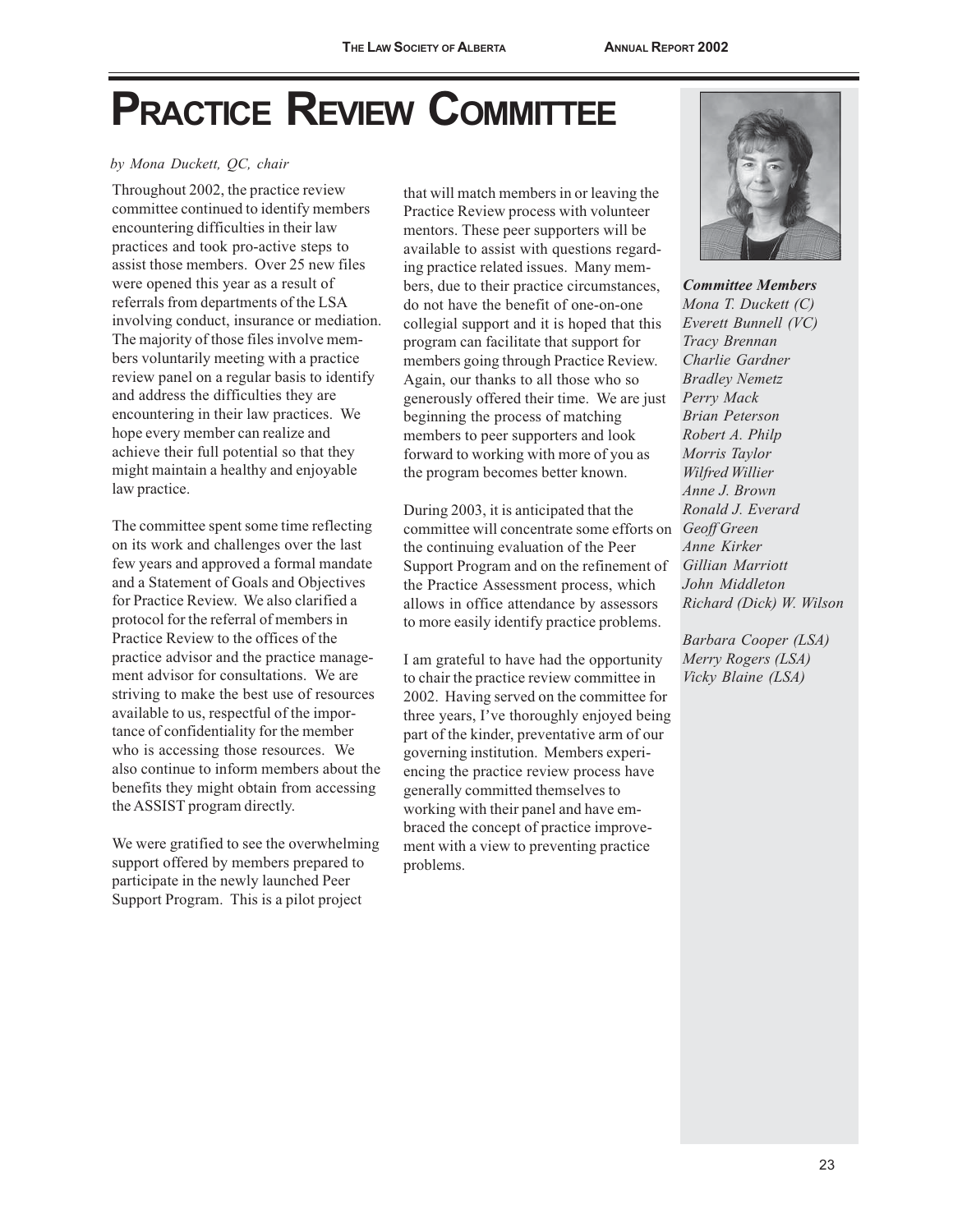# PRACTICE REVIEW COMMITTEE

*by Mona Duckett, QC, chair*

Throughout 2002, the practice review committee continued to identify members encountering difficulties in their law practices and took pro-active steps to assist those members. Over 25 new files were opened this year as a result of referrals from departments of the LSA involving conduct, insurance or mediation. The majority of those files involve members voluntarily meeting with a practice review panel on a regular basis to identify and address the difficulties they are encountering in their law practices. We hope every member can realize and achieve their full potential so that they might maintain a healthy and enjoyable law practice.

The committee spent some time reflecting on its work and challenges over the last few years and approved a formal mandate and a Statement of Goals and Objectives for Practice Review. We also clarified a protocol for the referral of members in Practice Review to the offices of the practice advisor and the practice management advisor for consultations. We are striving to make the best use of resources available to us, respectful of the importance of confidentiality for the member who is accessing those resources. We also continue to inform members about the benefits they might obtain from accessing the ASSIST program directly.

We were gratified to see the overwhelming support offered by members prepared to participate in the newly launched Peer Support Program. This is a pilot project that will match members in or leaving the Practice Review process with volunteer mentors. These peer supporters will be available to assist with questions regarding practice related issues. Many members, due to their practice circumstances, do not have the benefit of one-on-one collegial support and it is hoped that this program can facilitate that support for members going through Practice Review. Again, our thanks to all those who so generously offered their time. We are just beginning the process of matching members to peer supporters and look forward to working with more of you as the program becomes better known.

During 2003, it is anticipated that the committee will concentrate some efforts on the continuing evaluation of the Peer Support Program and on the refinement of the Practice Assessment process, which allows in office attendance by assessors to more easily identify practice problems.

I am grateful to have had the opportunity to chair the practice review committee in 2002. Having served on the committee for three years, I've thoroughly enjoyed being part of the kinder, preventative arm of our governing institution. Members experiencing the practice review process have generally committed themselves to working with their panel and have embraced the concept of practice improvement with a view to preventing practice problems.

***Committee Members***

*Mona T. Duckett (C)*
*Everett Bunnell (VC)*
*Tracy Brennan*
*Charlie Gardner*
*Bradley Nemetz*
*Perry Mack*
*Brian Peterson*
*Robert A. Philp*
*Morris Taylor*
*Wilfred Willier*
*Anne J. Brown*
*Ronald J. Everard*
*Geoff Green*
*Anne Kirker*
*Gillian Marriott*
*John Middleton*
*Richard (Dick) W. Wilson*

*Barbara Cooper (LSA)*
*Merry Rogers (LSA)*
*Vicky Blaine (LSA)*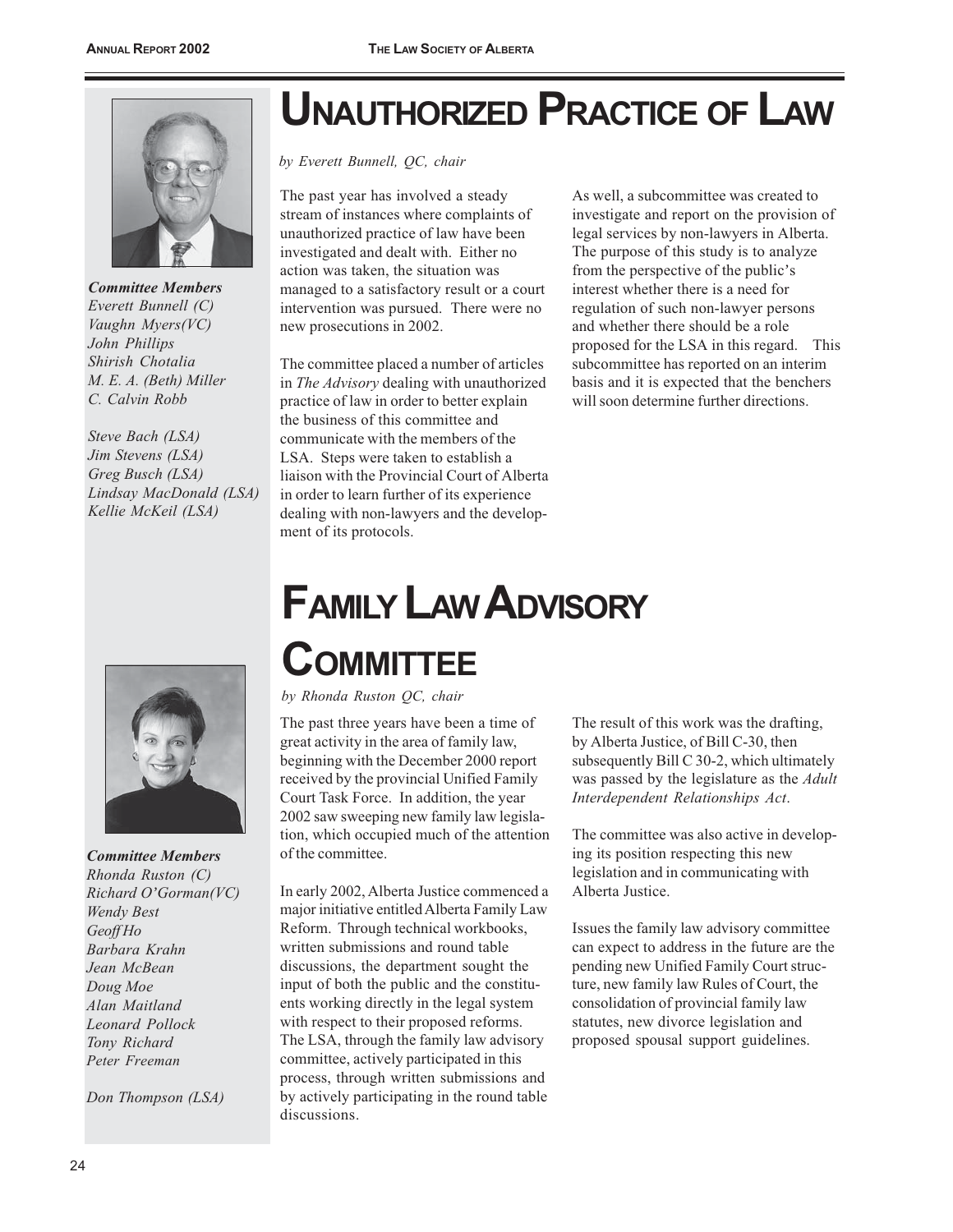# Unauthorized Practice of Law

*by Everett Bunnell, QC, chair*

***Committee Members***
*Everett Bunnell (C)*
*Vaughn Myers(VC)*
*John Phillips*
*Shirish Chotalia*
*M. E. A. (Beth) Miller*
*C. Calvin Robb*

*Steve Bach (LSA)*
*Jim Stevens (LSA)*
*Greg Busch (LSA)*
*Lindsay MacDonald (LSA)*
*Kellie McKeil (LSA)*

The past year has involved a steady stream of instances where complaints of unauthorized practice of law have been investigated and dealt with. Either no action was taken, the situation was managed to a satisfactory result or a court intervention was pursued. There were no new prosecutions in 2002.

The committee placed a number of articles in *The Advisory* dealing with unauthorized practice of law in order to better explain the business of this committee and communicate with the members of the LSA. Steps were taken to establish a liaison with the Provincial Court of Alberta in order to learn further of its experience dealing with non-lawyers and the development of its protocols.

As well, a subcommittee was created to investigate and report on the provision of legal services by non-lawyers in Alberta. The purpose of this study is to analyze from the perspective of the public's interest whether there is a need for regulation of such non-lawyer persons and whether there should be a role proposed for the LSA in this regard. This subcommittee has reported on an interim basis and it is expected that the benchers will soon determine further directions.

# Family Law Advisory Committee

*by Rhonda Ruston QC, chair*

***Committee Members***
*Rhonda Ruston (C)*
*Richard O'Gorman(VC)*
*Wendy Best*
*Geoff Ho*
*Barbara Krahn*
*Jean McBean*
*Doug Moe*
*Alan Maitland*
*Leonard Pollock*
*Tony Richard*
*Peter Freeman*

*Don Thompson (LSA)*

The past three years have been a time of great activity in the area of family law, beginning with the December 2000 report received by the provincial Unified Family Court Task Force. In addition, the year 2002 saw sweeping new family law legislation, which occupied much of the attention of the committee.

In early 2002, Alberta Justice commenced a major initiative entitled Alberta Family Law Reform. Through technical workbooks, written submissions and round table discussions, the department sought the input of both the public and the constituents working directly in the legal system with respect to their proposed reforms. The LSA, through the family law advisory committee, actively participated in this process, through written submissions and by actively participating in the round table discussions.

The result of this work was the drafting, by Alberta Justice, of Bill C-30, then subsequently Bill C 30-2, which ultimately was passed by the legislature as the *Adult Interdependent Relationships Act*.

The committee was also active in developing its position respecting this new legislation and in communicating with Alberta Justice.

Issues the family law advisory committee can expect to address in the future are the pending new Unified Family Court structure, new family law Rules of Court, the consolidation of provincial family law statutes, new divorce legislation and proposed spousal support guidelines.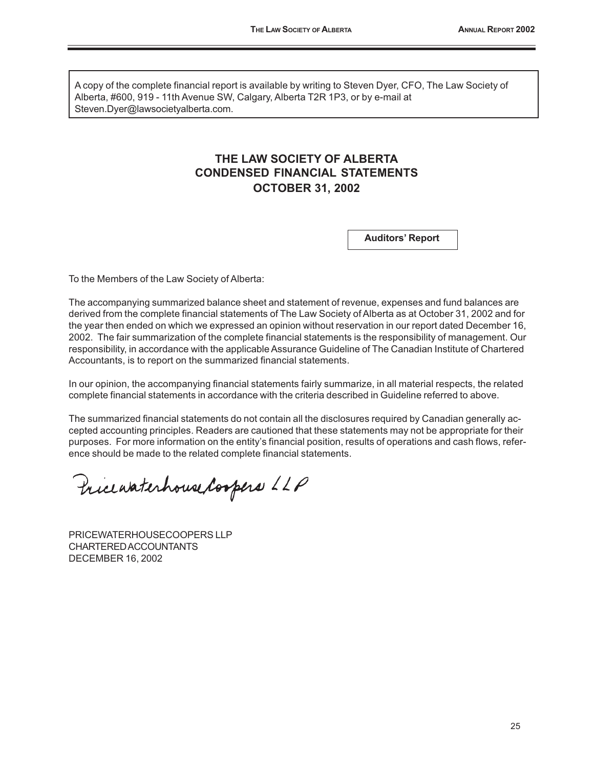A copy of the complete financial report is available by writing to Steven Dyer, CFO, The Law Society of Alberta, #600, 919 - 11th Avenue SW, Calgary, Alberta T2R 1P3, or by e-mail at Steven.Dyer@lawsocietyalberta.com.

# THE LAW SOCIETY OF ALBERTA
## CONDENSED FINANCIAL STATEMENTS
## OCTOBER 31, 2002

### Auditors' Report

To the Members of the Law Society of Alberta:

The accompanying summarized balance sheet and statement of revenue, expenses and fund balances are derived from the complete financial statements of The Law Society of Alberta as at October 31, 2002 and for the year then ended on which we expressed an opinion without reservation in our report dated December 16, 2002. The fair summarization of the complete financial statements is the responsibility of management. Our responsibility, in accordance with the applicable Assurance Guideline of The Canadian Institute of Chartered Accountants, is to report on the summarized financial statements.

In our opinion, the accompanying financial statements fairly summarize, in all material respects, the related complete financial statements in accordance with the criteria described in Guideline referred to above.

The summarized financial statements do not contain all the disclosures required by Canadian generally accepted accounting principles. Readers are cautioned that these statements may not be appropriate for their purposes. For more information on the entity's financial position, results of operations and cash flows, reference should be made to the related complete financial statements.

PricewaterhouseCoopers LLP

PRICEWATERHOUSECOOPERS LLP
CHARTERED ACCOUNTANTS
DECEMBER 16, 2002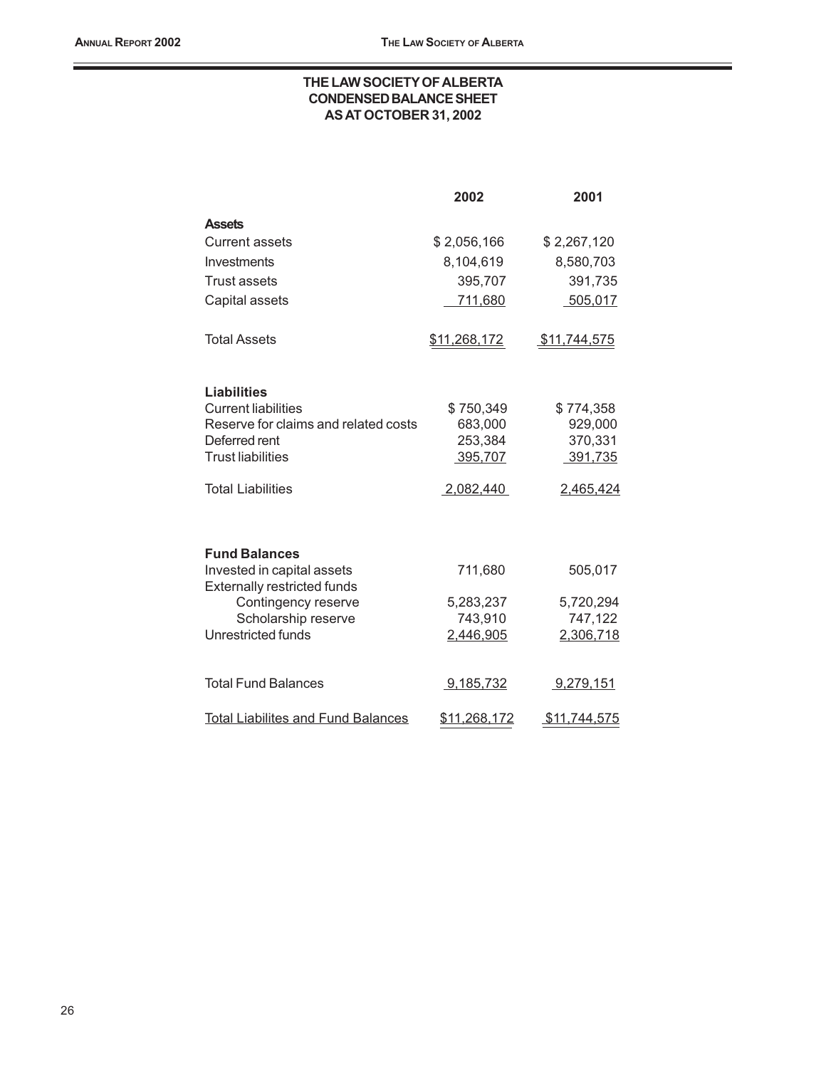# THE LAW SOCIETY OF ALBERTA
## CONDENSED BALANCE SHEET
### AS AT OCTOBER 31, 2002

| | 2002 | 2001 |
|---|---|---|
| **Assets** | | |
| Current assets | $ 2,056,166 | $ 2,267,120 |
| Investments | 8,104,619 | 8,580,703 |
| Trust assets | 395,707 | 391,735 |
| Capital assets | 711,680 | 505,017 |
| Total Assets | $11,268,172 | $11,744,575 |
| **Liabilities** | | |
| Current liabilities | $ 750,349 | $ 774,358 |
| Reserve for claims and related costs | 683,000 | 929,000 |
| Deferred rent | 253,384 | 370,331 |
| Trust liabilities | 395,707 | 391,735 |
| Total Liabilities | 2,082,440 | 2,465,424 |
| **Fund Balances** | | |
| Invested in capital assets | 711,680 | 505,017 |
| Externally restricted funds | | |
| Contingency reserve | 5,283,237 | 5,720,294 |
| Scholarship reserve | 743,910 | 747,122 |
| Unrestricted funds | 2,446,905 | 2,306,718 |
| Total Fund Balances | 9,185,732 | 9,279,151 |
| Total Liabilites and Fund Balances | $11,268,172 | $11,744,575 |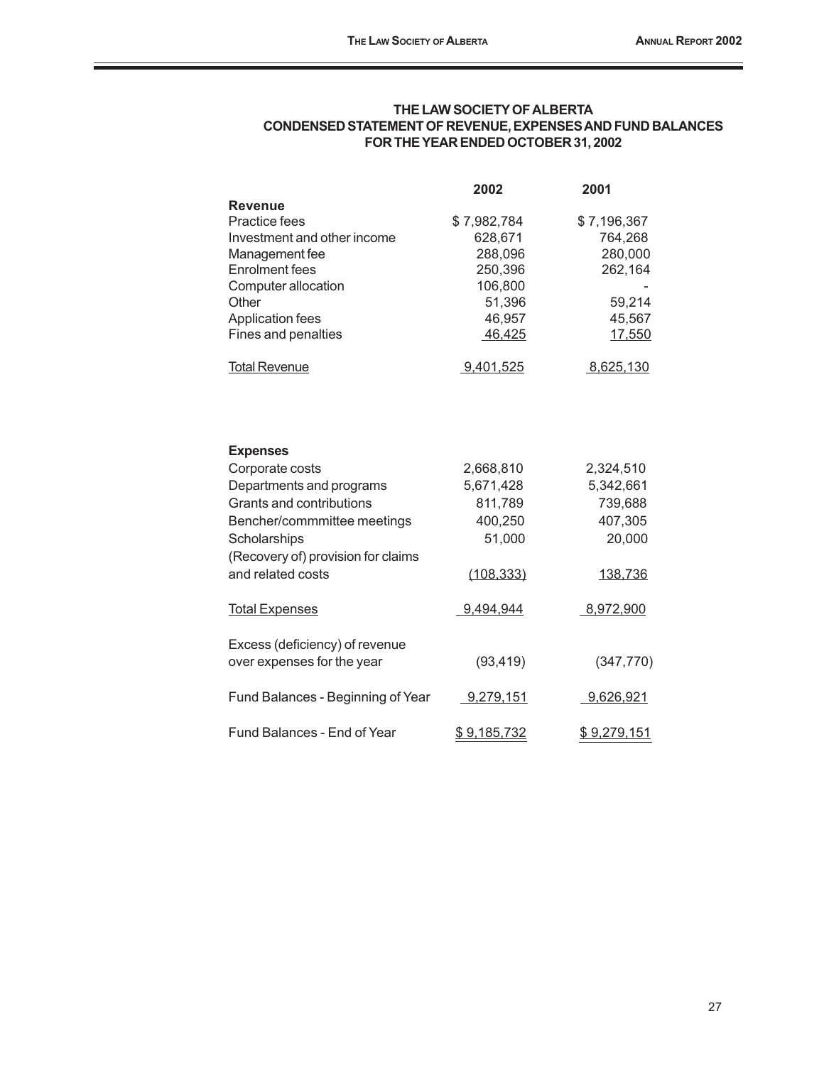## THE LAW SOCIETY OF ALBERTA
## CONDENSED STATEMENT OF REVENUE, EXPENSES AND FUND BALANCES
## FOR THE YEAR ENDED OCTOBER 31, 2002

| | 2002 | 2001 |
|---|---|---|
| **Revenue** | | |
| Practice fees | $ 7,982,784 | $ 7,196,367 |
| Investment and other income | 628,671 | 764,268 |
| Management fee | 288,096 | 280,000 |
| Enrolment fees | 250,396 | 262,164 |
| Computer allocation | 106,800 | - |
| Other | 51,396 | 59,214 |
| Application fees | 46,957 | 45,567 |
| Fines and penalties | 46,425 | 17,550 |
| Total Revenue | 9,401,525 | 8,625,130 |
| | | |
| **Expenses** | | |
| Corporate costs | 2,668,810 | 2,324,510 |
| Departments and programs | 5,671,428 | 5,342,661 |
| Grants and contributions | 811,789 | 739,688 |
| Bencher/commmittee meetings | 400,250 | 407,305 |
| Scholarships | 51,000 | 20,000 |
| (Recovery of) provision for claims and related costs | (108,333) | 138,736 |
| Total Expenses | 9,494,944 | 8,972,900 |
| | | |
| Excess (deficiency) of revenue over expenses for the year | (93,419) | (347,770) |
| | | |
| Fund Balances - Beginning of Year | 9,279,151 | 9,626,921 |
| | | |
| Fund Balances - End of Year | $ 9,185,732 | $ 9,279,151 |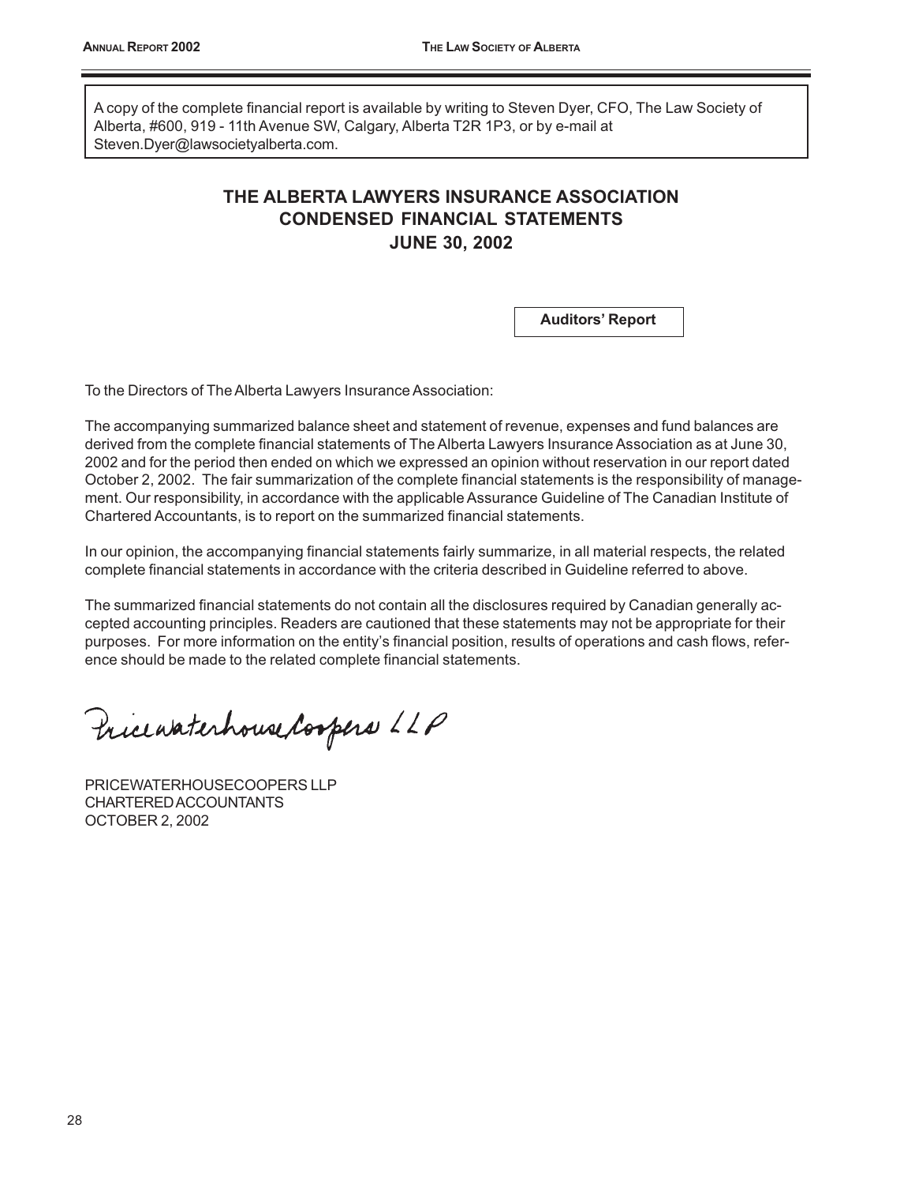A copy of the complete financial report is available by writing to Steven Dyer, CFO, The Law Society of Alberta, #600, 919 - 11th Avenue SW, Calgary, Alberta T2R 1P3, or by e-mail at Steven.Dyer@lawsocietyalberta.com.

# THE ALBERTA LAWYERS INSURANCE ASSOCIATION
# CONDENSED FINANCIAL STATEMENTS
# JUNE 30, 2002

**Auditors' Report**

To the Directors of The Alberta Lawyers Insurance Association:

The accompanying summarized balance sheet and statement of revenue, expenses and fund balances are derived from the complete financial statements of The Alberta Lawyers Insurance Association as at June 30, 2002 and for the period then ended on which we expressed an opinion without reservation in our report dated October 2, 2002. The fair summarization of the complete financial statements is the responsibility of management. Our responsibility, in accordance with the applicable Assurance Guideline of The Canadian Institute of Chartered Accountants, is to report on the summarized financial statements.

In our opinion, the accompanying financial statements fairly summarize, in all material respects, the related complete financial statements in accordance with the criteria described in Guideline referred to above.

The summarized financial statements do not contain all the disclosures required by Canadian generally accepted accounting principles. Readers are cautioned that these statements may not be appropriate for their purposes. For more information on the entity's financial position, results of operations and cash flows, reference should be made to the related complete financial statements.

PricewaterhouseCoopers LLP

PRICEWATERHOUSECOOPERS LLP
CHARTERED ACCOUNTANTS
OCTOBER 2, 2002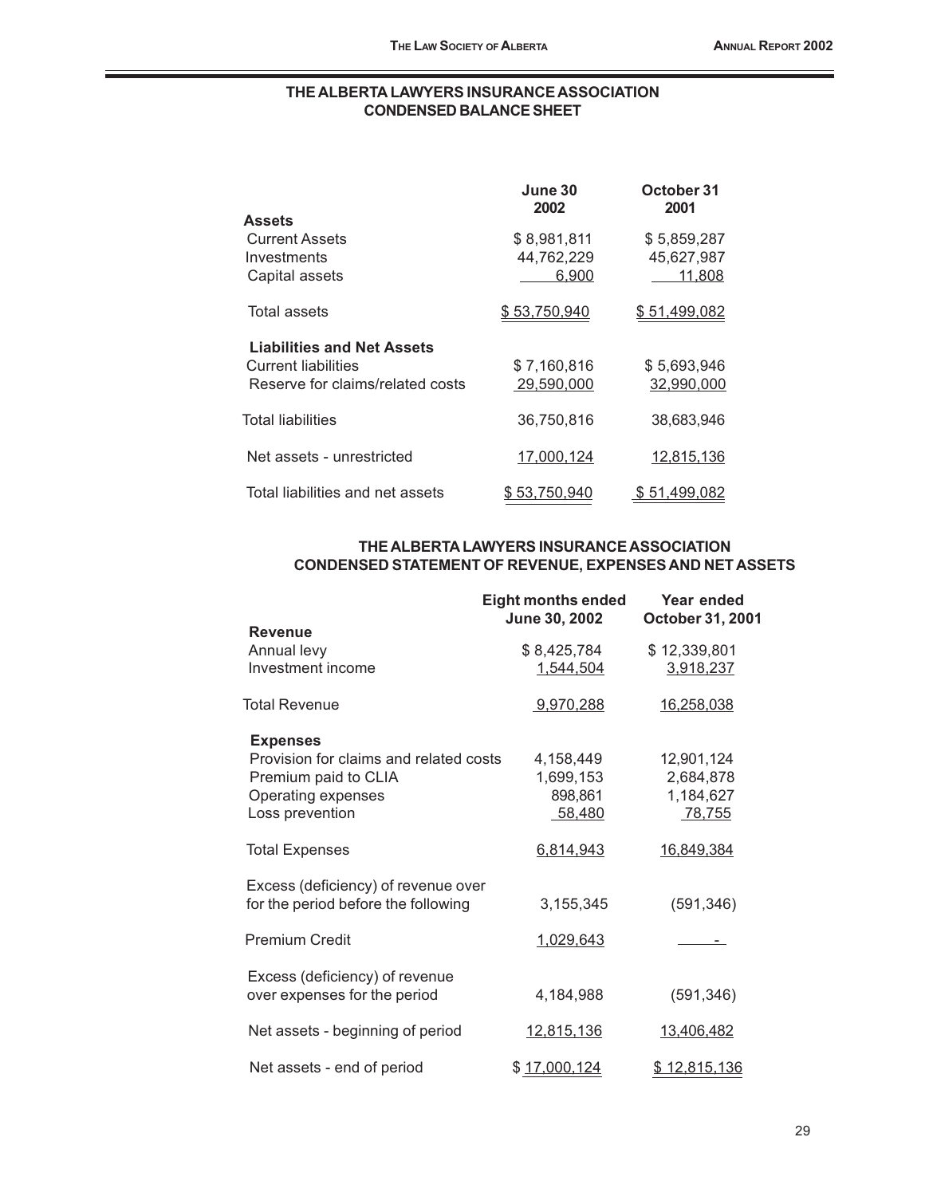## THE ALBERTA LAWYERS INSURANCE ASSOCIATION
## CONDENSED BALANCE SHEET

| | June 30 2002 | October 31 2001 |
|---|---|---|
| **Assets** | | |
| Current Assets | $ 8,981,811 | $ 5,859,287 |
| Investments | 44,762,229 | 45,627,987 |
| Capital assets | 6,900 | 11,808 |
| Total assets | $ 53,750,940 | $ 51,499,082 |
| **Liabilities and Net Assets** | | |
| Current liabilities | $ 7,160,816 | $ 5,693,946 |
| Reserve for claims/related costs | 29,590,000 | 32,990,000 |
| Total liabilities | 36,750,816 | 38,683,946 |
| Net assets - unrestricted | 17,000,124 | 12,815,136 |
| Total liabilities and net assets | $ 53,750,940 | $ 51,499,082 |

## THE ALBERTA LAWYERS INSURANCE ASSOCIATION
## CONDENSED STATEMENT OF REVENUE, EXPENSES AND NET ASSETS

| | Eight months ended June 30, 2002 | Year ended October 31, 2001 |
|---|---|---|
| **Revenue** | | |
| Annual levy | $ 8,425,784 | $ 12,339,801 |
| Investment income | 1,544,504 | 3,918,237 |
| Total Revenue | 9,970,288 | 16,258,038 |
| **Expenses** | | |
| Provision for claims and related costs | 4,158,449 | 12,901,124 |
| Premium paid to CLIA | 1,699,153 | 2,684,878 |
| Operating expenses | 898,861 | 1,184,627 |
| Loss prevention | 58,480 | 78,755 |
| Total Expenses | 6,814,943 | 16,849,384 |
| Excess (deficiency) of revenue over for the period before the following | 3,155,345 | (591,346) |
| Premium Credit | 1,029,643 | - |
| Excess (deficiency) of revenue over expenses for the period | 4,184,988 | (591,346) |
| Net assets - beginning of period | 12,815,136 | 13,406,482 |
| Net assets - end of period | $ 17,000,124 | $ 12,815,136 |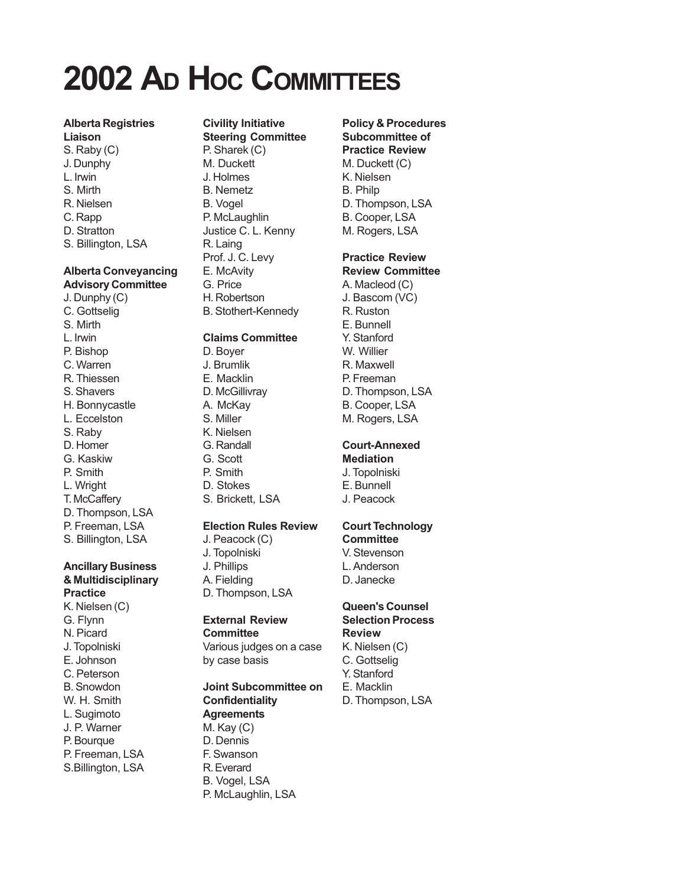# 2002 AD HOC COMMITTEES

**Alberta Registries Liaison**
S. Raby (C)
J. Dunphy
L. Irwin
S. Mirth
R. Nielsen
C. Rapp
D. Stratton
S. Billington, LSA

**Alberta Conveyancing Advisory Committee**
J. Dunphy (C)
C. Gottselig
S. Mirth
L. Irwin
P. Bishop
C. Warren
R. Thiessen
S. Shavers
H. Bonnycastle
L. Eccelston
S. Raby
D. Homer
G. Kaskiw
P. Smith
L. Wright
T. McCaffery
D. Thompson, LSA
P. Freeman, LSA
S. Billington, LSA

**Ancillary Business & Multidisciplinary Practice**
K. Nielsen (C)
G. Flynn
N. Picard
J. Topolniski
E. Johnson
C. Peterson
B. Snowdon
W. H. Smith
L. Sugimoto
J. P. Warner
P. Bourque
P. Freeman, LSA
S.Billington, LSA

**Civility Initiative Steering Committee**
P. Sharek (C)
M. Duckett
J. Holmes
B. Nemetz
B. Vogel
P. McLaughlin
Justice C. L. Kenny
R. Laing
Prof. J. C. Levy
E. McAvity
G. Price
H. Robertson
B. Stothert-Kennedy

**Claims Committee**
D. Boyer
J. Brumlik
E. Macklin
D. McGillivray
A. McKay
S. Miller
K. Nielsen
G. Randall
G. Scott
P. Smith
D. Stokes
S. Brickett, LSA

**Election Rules Review**
J. Peacock (C)
J. Topolniski
J. Phillips
A. Fielding
D. Thompson, LSA

**External Review Committee**
Various judges on a case by case basis

**Joint Subcommittee on Confidentiality Agreements**
M. Kay (C)
D. Dennis
F. Swanson
R. Everard
B. Vogel, LSA
P. McLaughlin, LSA

**Policy & Procedures Subcommittee of Practice Review**
M. Duckett (C)
K. Nielsen
B. Philp
D. Thompson, LSA
B. Cooper, LSA
M. Rogers, LSA

**Practice Review Review Committee**
A. Macleod (C)
J. Bascom (VC)
R. Ruston
E. Bunnell
Y. Stanford
W. Willier
R. Maxwell
P. Freeman
D. Thompson, LSA
B. Cooper, LSA
M. Rogers, LSA

**Court-Annexed Mediation**
J. Topolniski
E. Bunnell
J. Peacock

**Court Technology Committee**
V. Stevenson
L. Anderson
D. Janecke

**Queen's Counsel Selection Process Review**
K. Nielsen (C)
C. Gottselig
Y. Stanford
E. Macklin
D. Thompson, LSA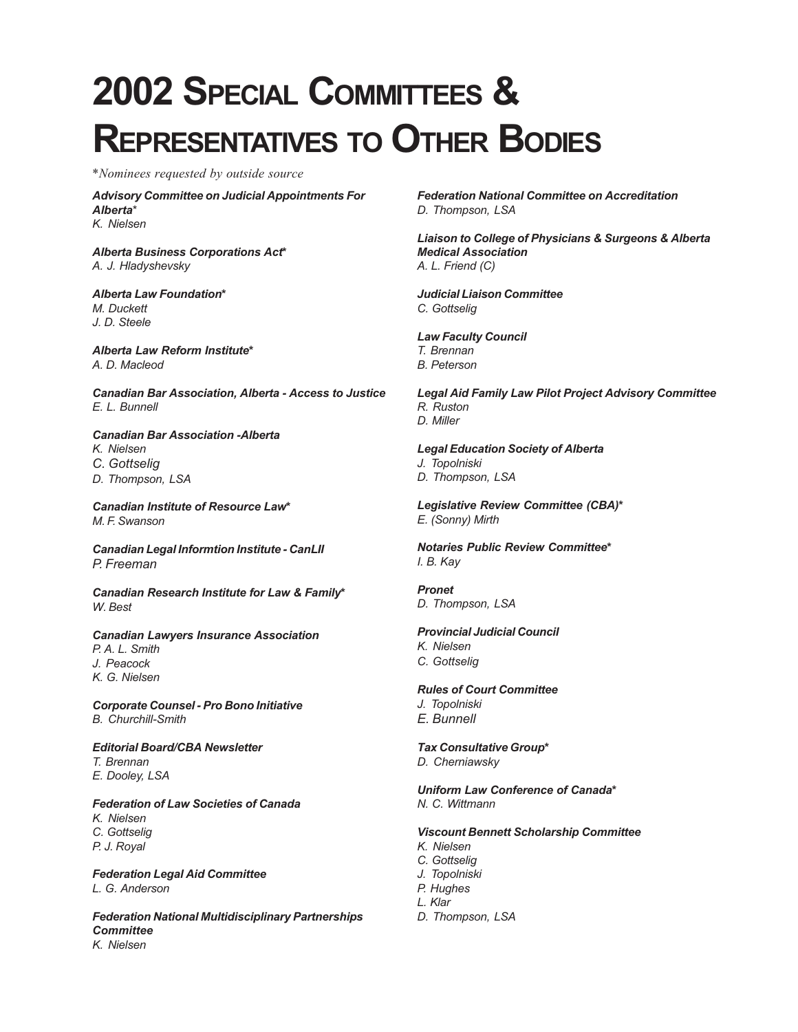# 2002 Special Committees & Representatives to Other Bodies

*\*Nominees requested by outside source*

***Advisory Committee on Judicial Appointments For Alberta****
*K. Nielsen*

***Alberta Business Corporations Act****
*A. J. Hladyshevsky*

***Alberta Law Foundation****
*M. Duckett*
*J. D. Steele*

***Alberta Law Reform Institute****
*A. D. Macleod*

***Canadian Bar Association, Alberta - Access to Justice***
*E. L. Bunnell*

***Canadian Bar Association -Alberta***
*K. Nielsen*
*C. Gottselig*
*D. Thompson, LSA*

***Canadian Institute of Resource Law****
*M. F. Swanson*

***Canadian Legal Informtion Institute - CanLII***
*P. Freeman*

***Canadian Research Institute for Law & Family****
*W. Best*

***Canadian Lawyers Insurance Association***
*P. A. L. Smith*
*J. Peacock*
*K. G. Nielsen*

***Corporate Counsel - Pro Bono Initiative***
*B. Churchill-Smith*

***Editorial Board/CBA Newsletter***
*T. Brennan*
*E. Dooley, LSA*

***Federation of Law Societies of Canada***
*K. Nielsen*
*C. Gottselig*
*P. J. Royal*

***Federation Legal Aid Committee***
*L. G. Anderson*

***Federation National Multidisciplinary Partnerships Committee***
*K. Nielsen*

***Federation National Committee on Accreditation***
*D. Thompson, LSA*

***Liaison to College of Physicians & Surgeons & Alberta Medical Association***
*A. L. Friend (C)*

***Judicial Liaison Committee***
*C. Gottselig*

***Law Faculty Council***
*T. Brennan*
*B. Peterson*

***Legal Aid Family Law Pilot Project Advisory Committee***
*R. Ruston*
*D. Miller*

***Legal Education Society of Alberta***
*J. Topolniski*
*D. Thompson, LSA*

***Legislative Review Committee (CBA)****
*E. (Sonny) Mirth*

***Notaries Public Review Committee****
*I. B. Kay*

***Pronet***
*D. Thompson, LSA*

***Provincial Judicial Council***
*K. Nielsen*
*C. Gottselig*

***Rules of Court Committee***
*J. Topolniski*
*E. Bunnell*

***Tax Consultative Group****
*D. Cherniawsky*

***Uniform Law Conference of Canada****
*N. C. Wittmann*

***Viscount Bennett Scholarship Committee***
*K. Nielsen*
*C. Gottselig*
*J. Topolniski*
*P. Hughes*
*L. Klar*
*D. Thompson, LSA*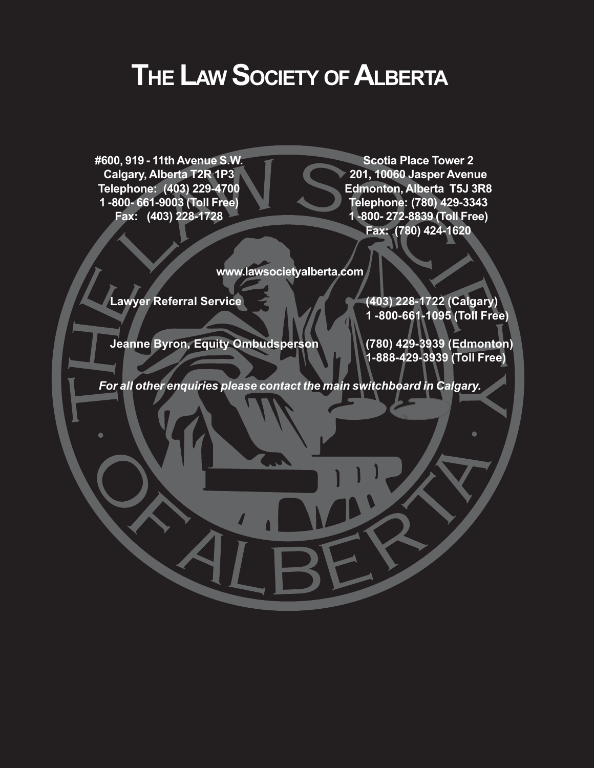# The Law Society of Alberta

**#600, 919 - 11th Avenue S.W.**
**Calgary, Alberta T2R 1P3**
**Telephone: (403) 229-4700**
**1 -800- 661-9003 (Toll Free)**
**Fax: (403) 228-1728**

**Scotia Place Tower 2**
**201, 10060 Jasper Avenue**
**Edmonton, Alberta T5J 3R8**
**Telephone: (780) 429-3343**
**1 -800- 272-8839 (Toll Free)**
**Fax: (780) 424-1620**

**www.lawsocietyalberta.com**

| | |
|---|---|
| **Lawyer Referral Service** | **(403) 228-1722 (Calgary)**<br>**1 -800-661-1095 (Toll Free)** |
| **Jeanne Byron, Equity Ombudsperson** | **(780) 429-3939 (Edmonton)**<br>**1-888-429-3939 (Toll Free)** |

***For all other enquiries please contact the main switchboard in Calgary.***